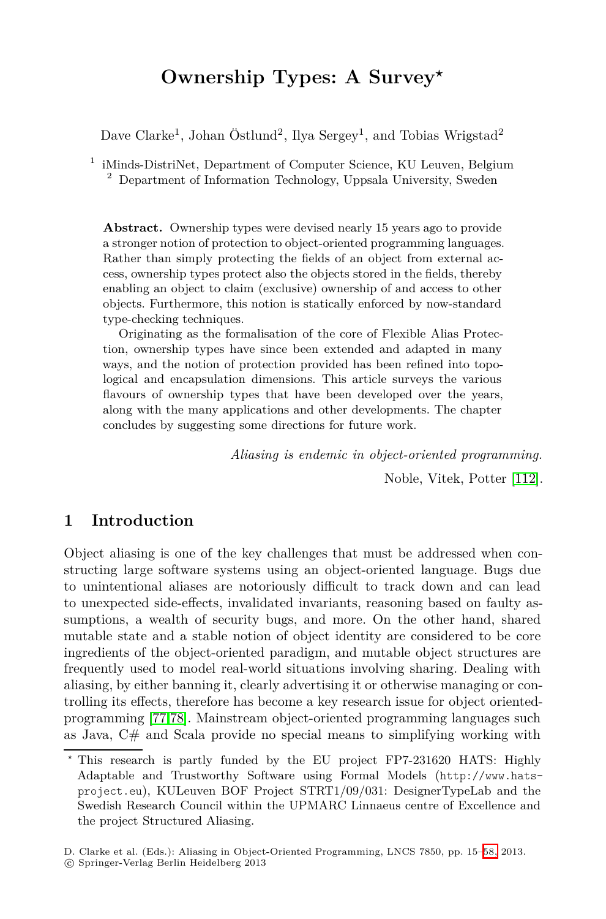# Ownership Types: A Survey*

Dave Clarke[1], Johan Östlund[2], Ilya Sergey[1], and Tobias Wrigstad[2]

[1] iMinds-DistriNet, Department of Computer Science, KU Leuven, Belgium
[2] Department of Information Technology, Uppsala University, Sweden

**Abstract.** Ownership types were devised nearly 15 years ago to provide a stronger notion of protection to object-oriented programming languages. Rather than simply protecting the fields of an object from external access, ownership types protect also the objects stored in the fields, thereby enabling an object to claim (exclusive) ownership of and access to other objects. Furthermore, this notion is statically enforced by now-standard type-checking techniques.

Originating as the formalisation of the core of Flexible Alias Protection, ownership types have since been extended and adapted in many ways, and the notion of protection provided has been refined into topological and encapsulation dimensions. This article surveys the various flavours of ownership types that have been developed over the years, along with the many applications and other developments. The chapter concludes by suggesting some directions for future work.

*Aliasing is endemic in object-oriented programming.*

Noble, Vitek, Potter [112].

## 1 Introduction

Object aliasing is one of the key challenges that must be addressed when constructing large software systems using an object-oriented language. Bugs due to unintentional aliases are notoriously difficult to track down and can lead to unexpected side-effects, invalidated invariants, reasoning based on faulty assumptions, a wealth of security bugs, and more. On the other hand, shared mutable state and a stable notion of object identity are considered to be core ingredients of the object-oriented paradigm, and mutable object structures are frequently used to model real-world situations involving sharing. Dealing with aliasing, by either banning it, clearly advertising it or otherwise managing or controlling its effects, therefore has become a key research issue for object oriented-programming [77,78]. Mainstream object-oriented programming languages such as Java, C# and Scala provide no special means to simplifying working with

* This research is partly funded by the EU project FP7-231620 HATS: Highly Adaptable and Trustworthy Software using Formal Models (http://www.hats-project.eu), KULeuven BOF Project STRT1/09/031: DesignerTypeLab and the Swedish Research Council within the UPMARC Linnaeus centre of Excellence and the project Structured Aliasing.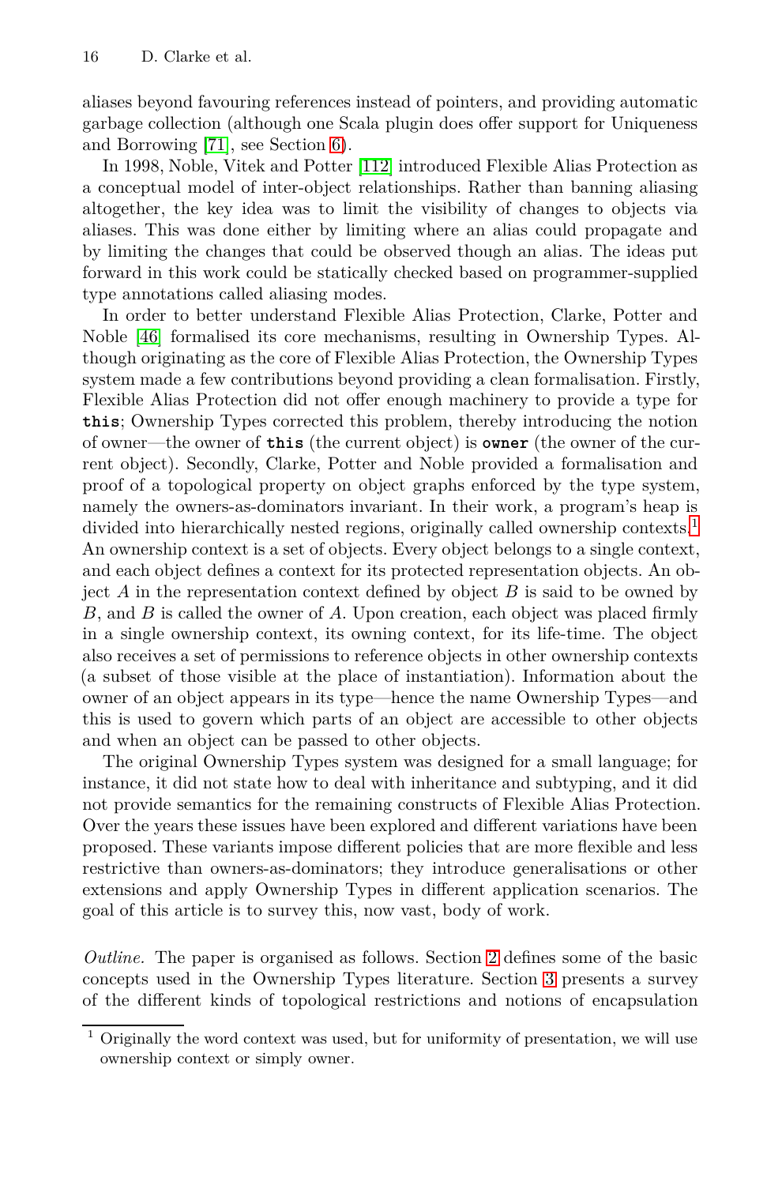aliases beyond favouring references instead of pointers, and providing automatic garbage collection (although one Scala plugin does offer support for Uniqueness and Borrowing [71], see Section 6).

In 1998, Noble, Vitek and Potter [112] introduced Flexible Alias Protection as a conceptual model of inter-object relationships. Rather than banning aliasing altogether, the key idea was to limit the visibility of changes to objects via aliases. This was done either by limiting where an alias could propagate and by limiting the changes that could be observed though an alias. The ideas put forward in this work could be statically checked based on programmer-supplied type annotations called aliasing modes.

In order to better understand Flexible Alias Protection, Clarke, Potter and Noble [46] formalised its core mechanisms, resulting in Ownership Types. Although originating as the core of Flexible Alias Protection, the Ownership Types system made a few contributions beyond providing a clean formalisation. Firstly, Flexible Alias Protection did not offer enough machinery to provide a type for **this**; Ownership Types corrected this problem, thereby introducing the notion of owner—the owner of **this** (the current object) is **owner** (the owner of the current object). Secondly, Clarke, Potter and Noble provided a formalisation and proof of a topological property on object graphs enforced by the type system, namely the owners-as-dominators invariant. In their work, a program's heap is divided into hierarchically nested regions, originally called ownership contexts.[1] An ownership context is a set of objects. Every object belongs to a single context, and each object defines a context for its protected representation objects. An object $A$ in the representation context defined by object $B$ is said to be owned by $B$, and $B$ is called the owner of $A$. Upon creation, each object was placed firmly in a single ownership context, its owning context, for its life-time. The object also receives a set of permissions to reference objects in other ownership contexts (a subset of those visible at the place of instantiation). Information about the owner of an object appears in its type—hence the name Ownership Types—and this is used to govern which parts of an object are accessible to other objects and when an object can be passed to other objects.

The original Ownership Types system was designed for a small language; for instance, it did not state how to deal with inheritance and subtyping, and it did not provide semantics for the remaining constructs of Flexible Alias Protection. Over the years these issues have been explored and different variations have been proposed. These variants impose different policies that are more flexible and less restrictive than owners-as-dominators; they introduce generalisations or other extensions and apply Ownership Types in different application scenarios. The goal of this article is to survey this, now vast, body of work.

*Outline.* The paper is organised as follows. Section 2 defines some of the basic concepts used in the Ownership Types literature. Section 3 presents a survey of the different kinds of topological restrictions and notions of encapsulation

[1] Originally the word context was used, but for uniformity of presentation, we will use ownership context or simply owner.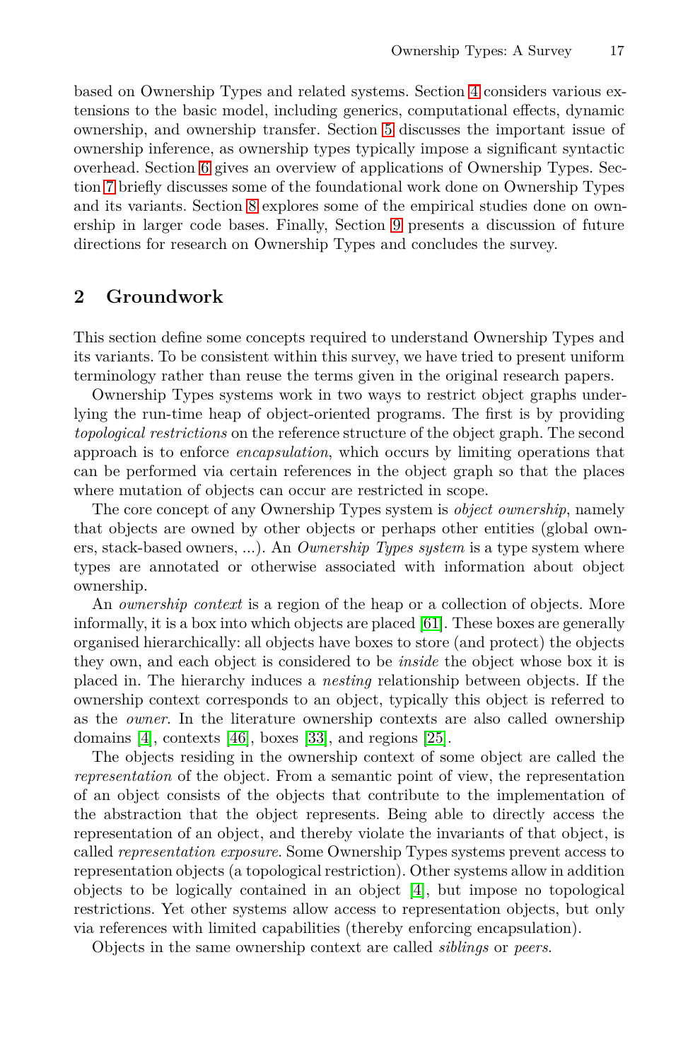based on Ownership Types and related systems. Section 4 considers various extensions to the basic model, including generics, computational effects, dynamic ownership, and ownership transfer. Section 5 discusses the important issue of ownership inference, as ownership types typically impose a significant syntactic overhead. Section 6 gives an overview of applications of Ownership Types. Section 7 briefly discusses some of the foundational work done on Ownership Types and its variants. Section 8 explores some of the empirical studies done on ownership in larger code bases. Finally, Section 9 presents a discussion of future directions for research on Ownership Types and concludes the survey.

## 2 Groundwork

This section define some concepts required to understand Ownership Types and its variants. To be consistent within this survey, we have tried to present uniform terminology rather than reuse the terms given in the original research papers.

Ownership Types systems work in two ways to restrict object graphs underlying the run-time heap of object-oriented programs. The first is by providing *topological restrictions* on the reference structure of the object graph. The second approach is to enforce *encapsulation*, which occurs by limiting operations that can be performed via certain references in the object graph so that the places where mutation of objects can occur are restricted in scope.

The core concept of any Ownership Types system is *object ownership*, namely that objects are owned by other objects or perhaps other entities (global owners, stack-based owners, ...). An *Ownership Types system* is a type system where types are annotated or otherwise associated with information about object ownership.

An *ownership context* is a region of the heap or a collection of objects. More informally, it is a box into which objects are placed [61]. These boxes are generally organised hierarchically: all objects have boxes to store (and protect) the objects they own, and each object is considered to be *inside* the object whose box it is placed in. The hierarchy induces a *nesting* relationship between objects. If the ownership context corresponds to an object, typically this object is referred to as the *owner*. In the literature ownership contexts are also called ownership domains [4], contexts [46], boxes [33], and regions [25].

The objects residing in the ownership context of some object are called the *representation* of the object. From a semantic point of view, the representation of an object consists of the objects that contribute to the implementation of the abstraction that the object represents. Being able to directly access the representation of an object, and thereby violate the invariants of that object, is called *representation exposure*. Some Ownership Types systems prevent access to representation objects (a topological restriction). Other systems allow in addition objects to be logically contained in an object [4], but impose no topological restrictions. Yet other systems allow access to representation objects, but only via references with limited capabilities (thereby enforcing encapsulation).

Objects in the same ownership context are called *siblings* or *peers*.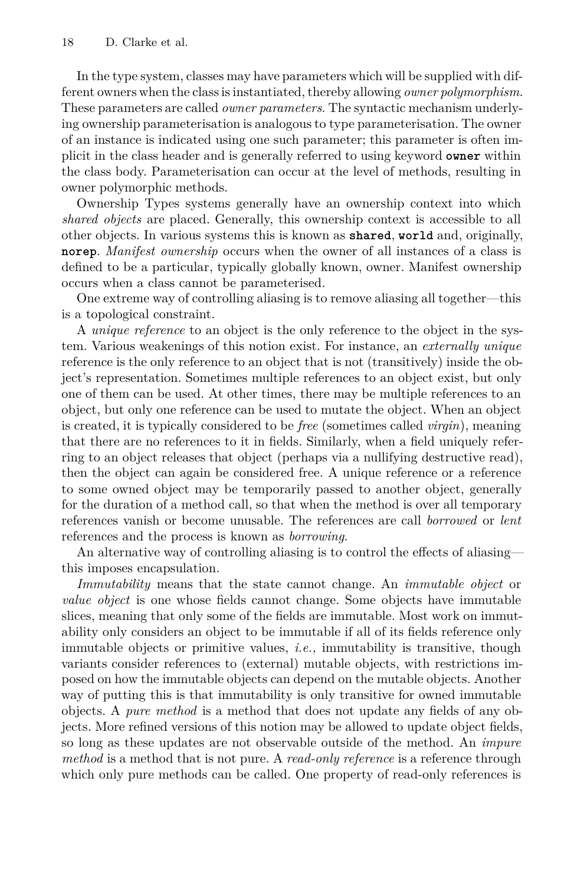In the type system, classes may have parameters which will be supplied with different owners when the class is instantiated, thereby allowing *owner polymorphism*. These parameters are called *owner parameters*. The syntactic mechanism underlying ownership parameterisation is analogous to type parameterisation. The owner of an instance is indicated using one such parameter; this parameter is often implicit in the class header and is generally referred to using keyword **owner** within the class body. Parameterisation can occur at the level of methods, resulting in owner polymorphic methods.

Ownership Types systems generally have an ownership context into which *shared objects* are placed. Generally, this ownership context is accessible to all other objects. In various systems this is known as **shared**, **world** and, originally, **norep**. *Manifest ownership* occurs when the owner of all instances of a class is defined to be a particular, typically globally known, owner. Manifest ownership occurs when a class cannot be parameterised.

One extreme way of controlling aliasing is to remove aliasing all together—this is a topological constraint.

A *unique reference* to an object is the only reference to the object in the system. Various weakenings of this notion exist. For instance, an *externally unique* reference is the only reference to an object that is not (transitively) inside the object's representation. Sometimes multiple references to an object exist, but only one of them can be used. At other times, there may be multiple references to an object, but only one reference can be used to mutate the object. When an object is created, it is typically considered to be *free* (sometimes called *virgin*), meaning that there are no references to it in fields. Similarly, when a field uniquely referring to an object releases that object (perhaps via a nullifying destructive read), then the object can again be considered free. A unique reference or a reference to some owned object may be temporarily passed to another object, generally for the duration of a method call, so that when the method is over all temporary references vanish or become unusable. The references are call *borrowed* or *lent* references and the process is known as *borrowing*.

An alternative way of controlling aliasing is to control the effects of aliasing—this imposes encapsulation.

*Immutability* means that the state cannot change. An *immutable object* or *value object* is one whose fields cannot change. Some objects have immutable slices, meaning that only some of the fields are immutable. Most work on immutability only considers an object to be immutable if all of its fields reference only immutable objects or primitive values, *i.e.,* immutability is transitive, though variants consider references to (external) mutable objects, with restrictions imposed on how the immutable objects can depend on the mutable objects. Another way of putting this is that immutability is only transitive for owned immutable objects. A *pure method* is a method that does not update any fields of any objects. More refined versions of this notion may be allowed to update object fields, so long as these updates are not observable outside of the method. An *impure method* is a method that is not pure. A *read-only reference* is a reference through which only pure methods can be called. One property of read-only references is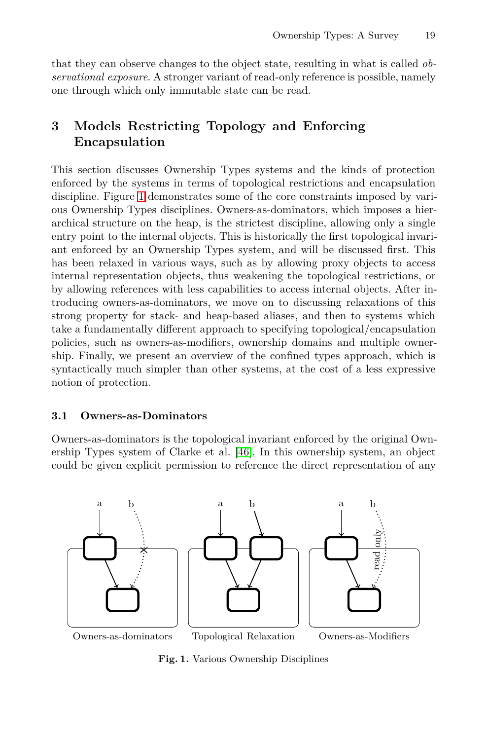that they can observe changes to the object state, resulting in what is called *observational exposure*. A stronger variant of read-only reference is possible, namely one through which only immutable state can be read.

## 3 Models Restricting Topology and Enforcing Encapsulation

This section discusses Ownership Types systems and the kinds of protection enforced by the systems in terms of topological restrictions and encapsulation discipline. Figure 1 demonstrates some of the core constraints imposed by various Ownership Types disciplines. Owners-as-dominators, which imposes a hierarchical structure on the heap, is the strictest discipline, allowing only a single entry point to the internal objects. This is historically the first topological invariant enforced by an Ownership Types system, and will be discussed first. This has been relaxed in various ways, such as by allowing proxy objects to access internal representation objects, thus weakening the topological restrictions, or by allowing references with less capabilities to access internal objects. After introducing owners-as-dominators, we move on to discussing relaxations of this strong property for stack- and heap-based aliases, and then to systems which take a fundamentally different approach to specifying topological/encapsulation policies, such as owners-as-modifiers, ownership domains and multiple ownership. Finally, we present an overview of the confined types approach, which is syntactically much simpler than other systems, at the cost of a less expressive notion of protection.

### 3.1 Owners-as-Dominators

Owners-as-dominators is the topological invariant enforced by the original Ownership Types system of Clarke et al. [46]. In this ownership system, an object could be given explicit permission to reference the direct representation of any

Owners-as-dominators — Topological Relaxation — Owners-as-Modifiers

**Fig. 1.** Various Ownership Disciplines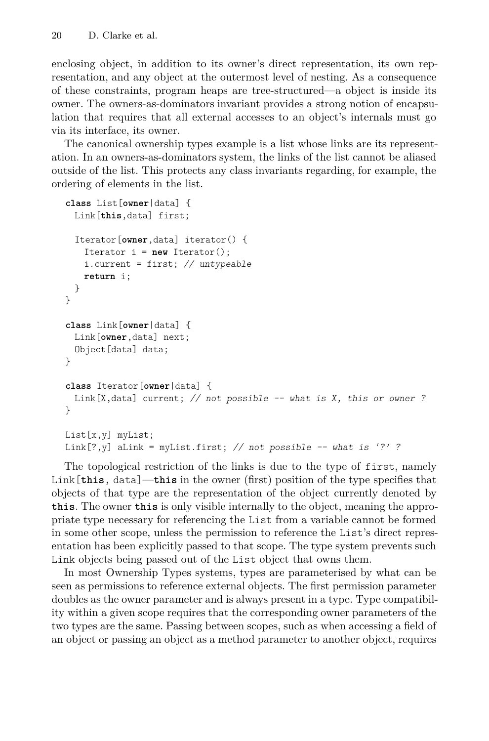enclosing object, in addition to its owner's direct representation, its own representation, and any object at the outermost level of nesting. As a consequence of these constraints, program heaps are tree-structured—a object is inside its owner. The owners-as-dominators invariant provides a strong notion of encapsulation that requires that all external accesses to an object's internals must go via its interface, its owner.

The canonical ownership types example is a list whose links are its representation. In an owners-as-dominators system, the links of the list cannot be aliased outside of the list. This protects any class invariants regarding, for example, the ordering of elements in the list.

```
class List[owner|data] {
  Link[this,data] first;

  Iterator[owner,data] iterator() {
    Iterator i = new Iterator();
    i.current = first; // untypeable
    return i;
  }
}

class Link[owner|data] {
  Link[owner,data] next;
  Object[data] data;
}

class Iterator[owner|data] {
  Link[X,data] current; // not possible -- what is X, this or owner ?
}

List[x,y] myList;
Link[?,y] aLink = myList.first; // not possible -- what is '?' ?
```

The topological restriction of the links is due to the type of `first`, namely `Link[this, data]`—**`this`** in the owner (first) position of the type specifies that objects of that type are the representation of the object currently denoted by **`this`**. The owner **`this`** is only visible internally to the object, meaning the appropriate type necessary for referencing the `List` from a variable cannot be formed in some other scope, unless the permission to reference the `List`'s direct representation has been explicitly passed to that scope. The type system prevents such `Link` objects being passed out of the `List` object that owns them.

In most Ownership Types systems, types are parameterised by what can be seen as permissions to reference external objects. The first permission parameter doubles as the owner parameter and is always present in a type. Type compatibility within a given scope requires that the corresponding owner parameters of the two types are the same. Passing between scopes, such as when accessing a field of an object or passing an object as a method parameter to another object, requires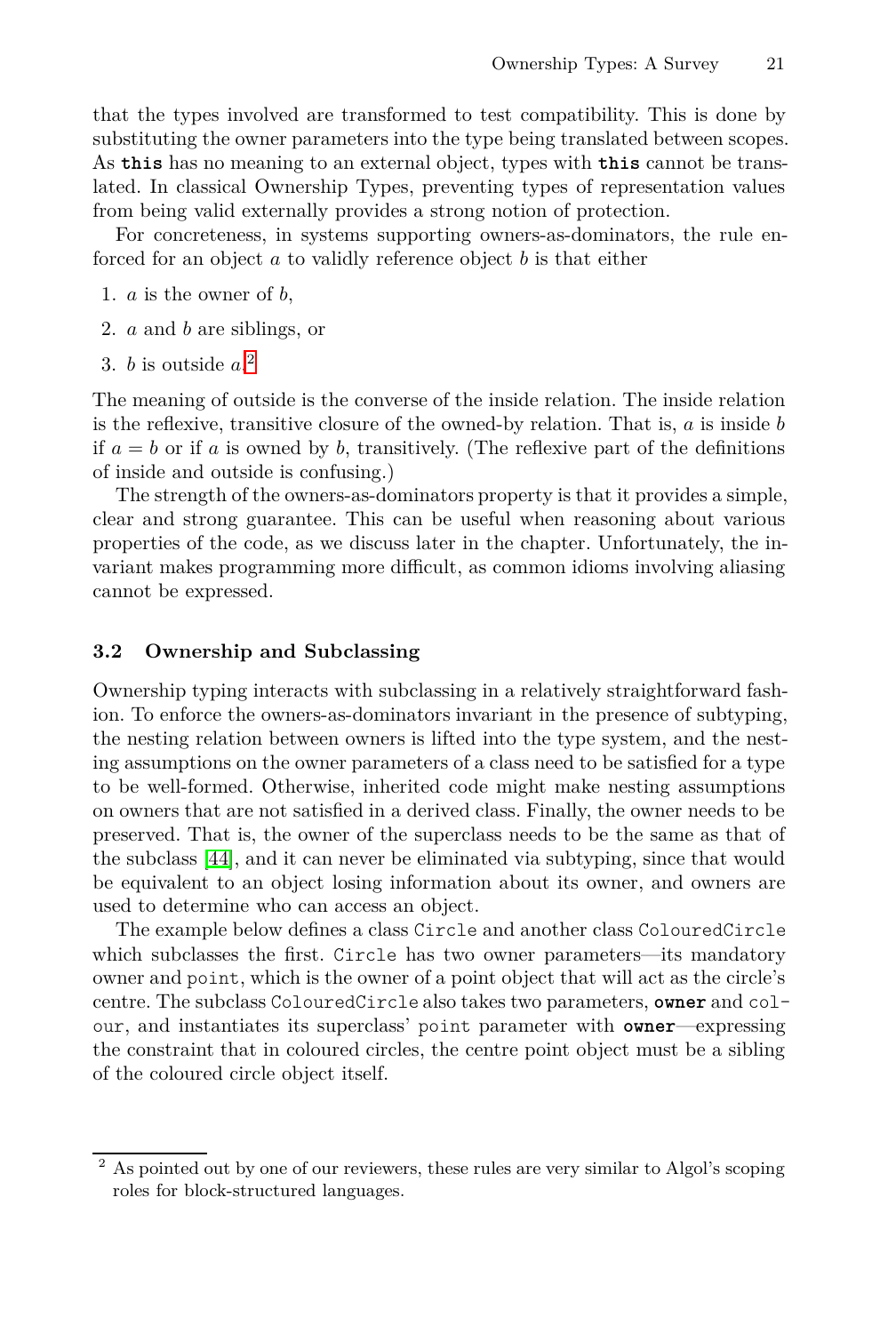that the types involved are transformed to test compatibility. This is done by substituting the owner parameters into the type being translated between scopes. As **this** has no meaning to an external object, types with **this** cannot be translated. In classical Ownership Types, preventing types of representation values from being valid externally provides a strong notion of protection.

For concreteness, in systems supporting owners-as-dominators, the rule enforced for an object $a$ to validly reference object $b$ is that either

1. $a$ is the owner of $b$,
2. $a$ and $b$ are siblings, or
3. $b$ is outside $a$.[2]

The meaning of outside is the converse of the inside relation. The inside relation is the reflexive, transitive closure of the owned-by relation. That is, $a$ is inside $b$ if $a = b$ or if $a$ is owned by $b$, transitively. (The reflexive part of the definitions of inside and outside is confusing.)

The strength of the owners-as-dominators property is that it provides a simple, clear and strong guarantee. This can be useful when reasoning about various properties of the code, as we discuss later in the chapter. Unfortunately, the invariant makes programming more difficult, as common idioms involving aliasing cannot be expressed.

### 3.2 Ownership and Subclassing

Ownership typing interacts with subclassing in a relatively straightforward fashion. To enforce the owners-as-dominators invariant in the presence of subtyping, the nesting relation between owners is lifted into the type system, and the nesting assumptions on the owner parameters of a class need to be satisfied for a type to be well-formed. Otherwise, inherited code might make nesting assumptions on owners that are not satisfied in a derived class. Finally, the owner needs to be preserved. That is, the owner of the superclass needs to be the same as that of the subclass [44], and it can never be eliminated via subtyping, since that would be equivalent to an object losing information about its owner, and owners are used to determine who can access an object.

The example below defines a class `Circle` and another class `ColouredCircle` which subclasses the first. `Circle` has two owner parameters—its mandatory owner and `point`, which is the owner of a point object that will act as the circle's centre. The subclass `ColouredCircle` also takes two parameters, **`owner`** and `colour`, and instantiates its superclass' `point` parameter with **`owner`**—expressing the constraint that in coloured circles, the centre point object must be a sibling of the coloured circle object itself.

---

[2] As pointed out by one of our reviewers, these rules are very similar to Algol's scoping roles for block-structured languages.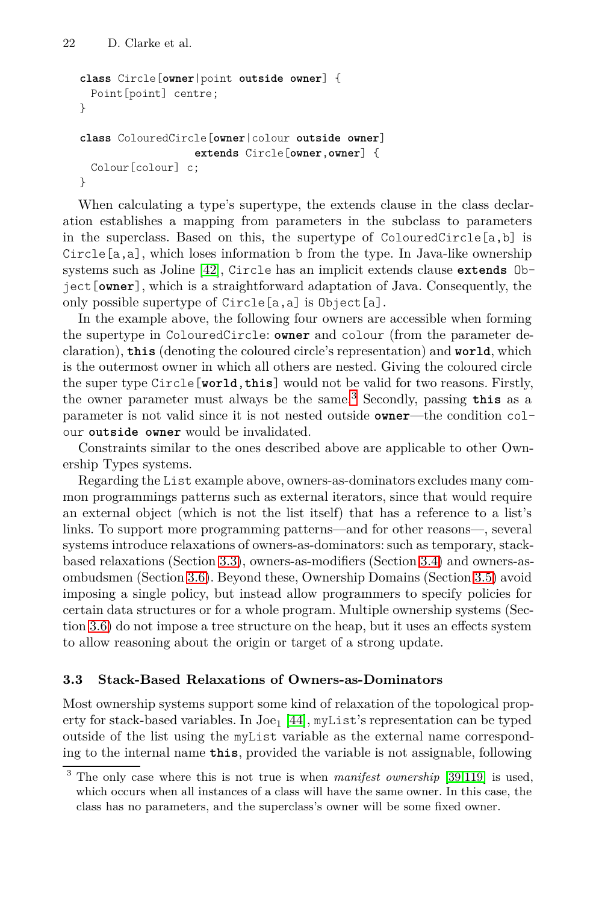```
class Circle[owner|point outside owner] {
  Point[point] centre;
}

class ColouredCircle[owner|colour outside owner]
                 extends Circle[owner,owner] {
  Colour[colour] c;
}
```

When calculating a type's supertype, the extends clause in the class declaration establishes a mapping from parameters in the subclass to parameters in the superclass. Based on this, the supertype of `ColouredCircle[a,b]` is `Circle[a,a]`, which loses information `b` from the type. In Java-like ownership systems such as Joline [42], `Circle` has an implicit extends clause **`extends`** `Object[`**`owner`**`]`, which is a straightforward adaptation of Java. Consequently, the only possible supertype of `Circle[a,a]` is `Object[a]`.

In the example above, the following four owners are accessible when forming the supertype in `ColouredCircle`: **`owner`** and `colour` (from the parameter declaration), **`this`** (denoting the coloured circle's representation) and **`world`**, which is the outermost owner in which all others are nested. Giving the coloured circle the super type `Circle[`**`world`**`,`**`this`**`]` would not be valid for two reasons. Firstly, the owner parameter must always be the same.[3] Secondly, passing **`this`** as a parameter is not valid since it is not nested outside **`owner`**—the condition `colour` **`outside owner`** would be invalidated.

Constraints similar to the ones described above are applicable to other Ownership Types systems.

Regarding the `List` example above, owners-as-dominators excludes many common programmings patterns such as external iterators, since that would require an external object (which is not the list itself) that has a reference to a list's links. To support more programming patterns—and for other reasons—, several systems introduce relaxations of owners-as-dominators: such as temporary, stack-based relaxations (Section 3.3), owners-as-modifiers (Section 3.4) and owners-as-ombudsmen (Section 3.6). Beyond these, Ownership Domains (Section 3.5) avoid imposing a single policy, but instead allow programmers to specify policies for certain data structures or for a whole program. Multiple ownership systems (Section 3.6) do not impose a tree structure on the heap, but it uses an effects system to allow reasoning about the origin or target of a strong update.

### 3.3 Stack-Based Relaxations of Owners-as-Dominators

Most ownership systems support some kind of relaxation of the topological property for stack-based variables. In $\text{Joe}_1$ [44], `myList`'s representation can be typed outside of the list using the `myList` variable as the external name corresponding to the internal name **`this`**, provided the variable is not assignable, following

[3] The only case where this is not true is when *manifest ownership* [39,119] is used, which occurs when all instances of a class will have the same owner. In this case, the class has no parameters, and the superclass's owner will be some fixed owner.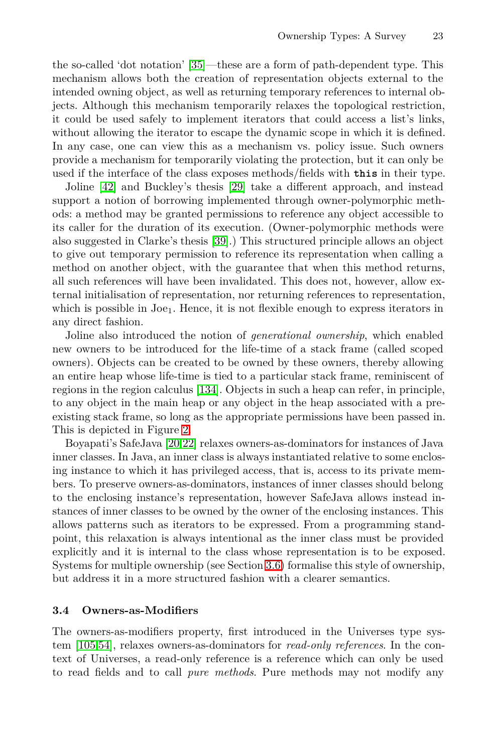the so-called 'dot notation' [35]—these are a form of path-dependent type. This mechanism allows both the creation of representation objects external to the intended owning object, as well as returning temporary references to internal objects. Although this mechanism temporarily relaxes the topological restriction, it could be used safely to implement iterators that could access a list's links, without allowing the iterator to escape the dynamic scope in which it is defined. In any case, one can view this as a mechanism vs. policy issue. Such owners provide a mechanism for temporarily violating the protection, but it can only be used if the interface of the class exposes methods/fields with **`this`** in their type.

Joline [42] and Buckley's thesis [29] take a different approach, and instead support a notion of borrowing implemented through owner-polymorphic methods: a method may be granted permissions to reference any object accessible to its caller for the duration of its execution. (Owner-polymorphic methods were also suggested in Clarke's thesis [39].) This structured principle allows an object to give out temporary permission to reference its representation when calling a method on another object, with the guarantee that when this method returns, all such references will have been invalidated. This does not, however, allow external initialisation of representation, nor returning references to representation, which is possible in $\text{Joe}_1$. Hence, it is not flexible enough to express iterators in any direct fashion.

Joline also introduced the notion of *generational ownership*, which enabled new owners to be introduced for the life-time of a stack frame (called scoped owners). Objects can be created to be owned by these owners, thereby allowing an entire heap whose life-time is tied to a particular stack frame, reminiscent of regions in the region calculus [134]. Objects in such a heap can refer, in principle, to any object in the main heap or any object in the heap associated with a pre-existing stack frame, so long as the appropriate permissions have been passed in. This is depicted in Figure 2.

Boyapati's SafeJava [20,22] relaxes owners-as-dominators for instances of Java inner classes. In Java, an inner class is always instantiated relative to some enclosing instance to which it has privileged access, that is, access to its private members. To preserve owners-as-dominators, instances of inner classes should belong to the enclosing instance's representation, however SafeJava allows instead instances of inner classes to be owned by the owner of the enclosing instances. This allows patterns such as iterators to be expressed. From a programming standpoint, this relaxation is always intentional as the inner class must be provided explicitly and it is internal to the class whose representation is to be exposed. Systems for multiple ownership (see Section 3.6) formalise this style of ownership, but address it in a more structured fashion with a clearer semantics.

### 3.4 Owners-as-Modifiers

The owners-as-modifiers property, first introduced in the Universes type system [105,54], relaxes owners-as-dominators for *read-only references*. In the context of Universes, a read-only reference is a reference which can only be used to read fields and to call *pure methods*. Pure methods may not modify any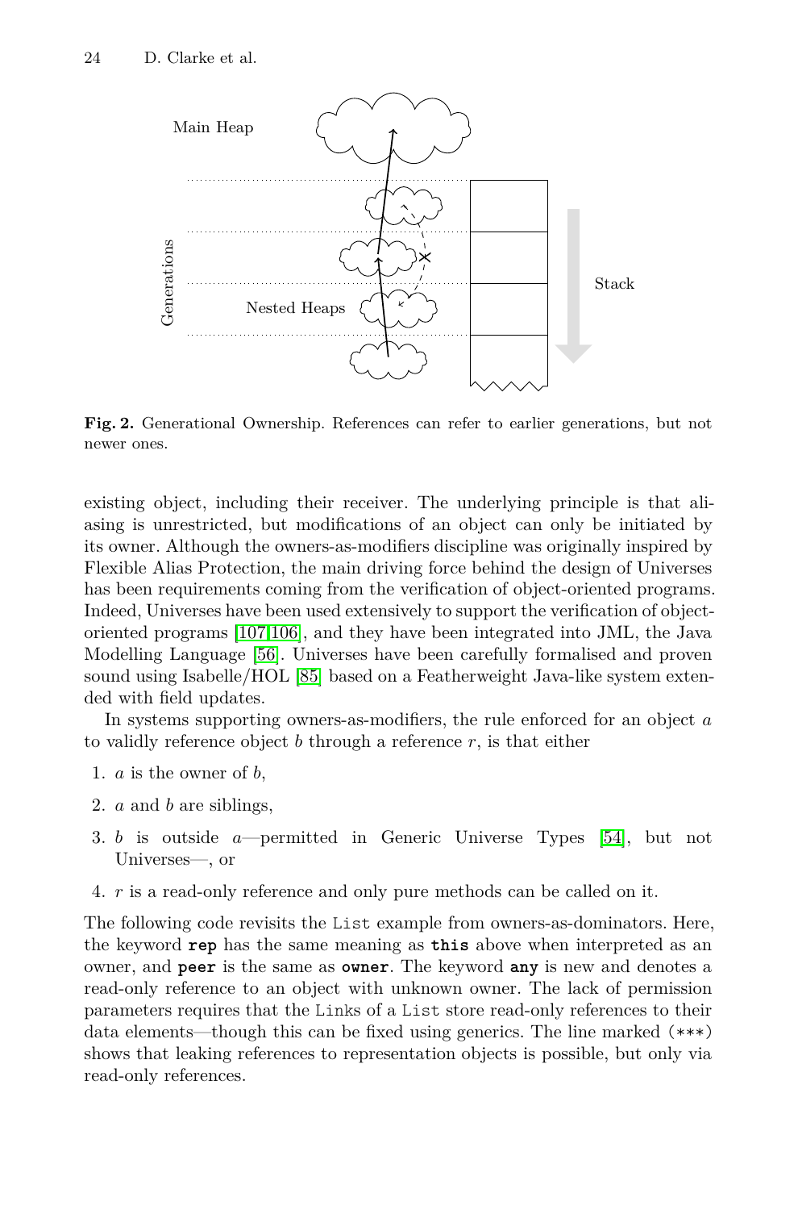**Fig. 2.** Generational Ownership. References can refer to earlier generations, but not newer ones.

existing object, including their receiver. The underlying principle is that aliasing is unrestricted, but modifications of an object can only be initiated by its owner. Although the owners-as-modifiers discipline was originally inspired by Flexible Alias Protection, the main driving force behind the design of Universes has been requirements coming from the verification of object-oriented programs. Indeed, Universes have been used extensively to support the verification of object-oriented programs [107,106], and they have been integrated into JML, the Java Modelling Language [56]. Universes have been carefully formalised and proven sound using Isabelle/HOL [85] based on a Featherweight Java-like system extended with field updates.

In systems supporting owners-as-modifiers, the rule enforced for an object $a$ to validly reference object $b$ through a reference $r$, is that either

1. $a$ is the owner of $b$,
2. $a$ and $b$ are siblings,
3. $b$ is outside $a$—permitted in Generic Universe Types [54], but not Universes—, or
4. $r$ is a read-only reference and only pure methods can be called on it.

The following code revisits the `List` example from owners-as-dominators. Here, the keyword **`rep`** has the same meaning as **`this`** above when interpreted as an owner, and **`peer`** is the same as **`owner`**. The keyword **`any`** is new and denotes a read-only reference to an object with unknown owner. The lack of permission parameters requires that the `Link`s of a `List` store read-only references to their data elements—though this can be fixed using generics. The line marked `(***)` shows that leaking references to representation objects is possible, but only via read-only references.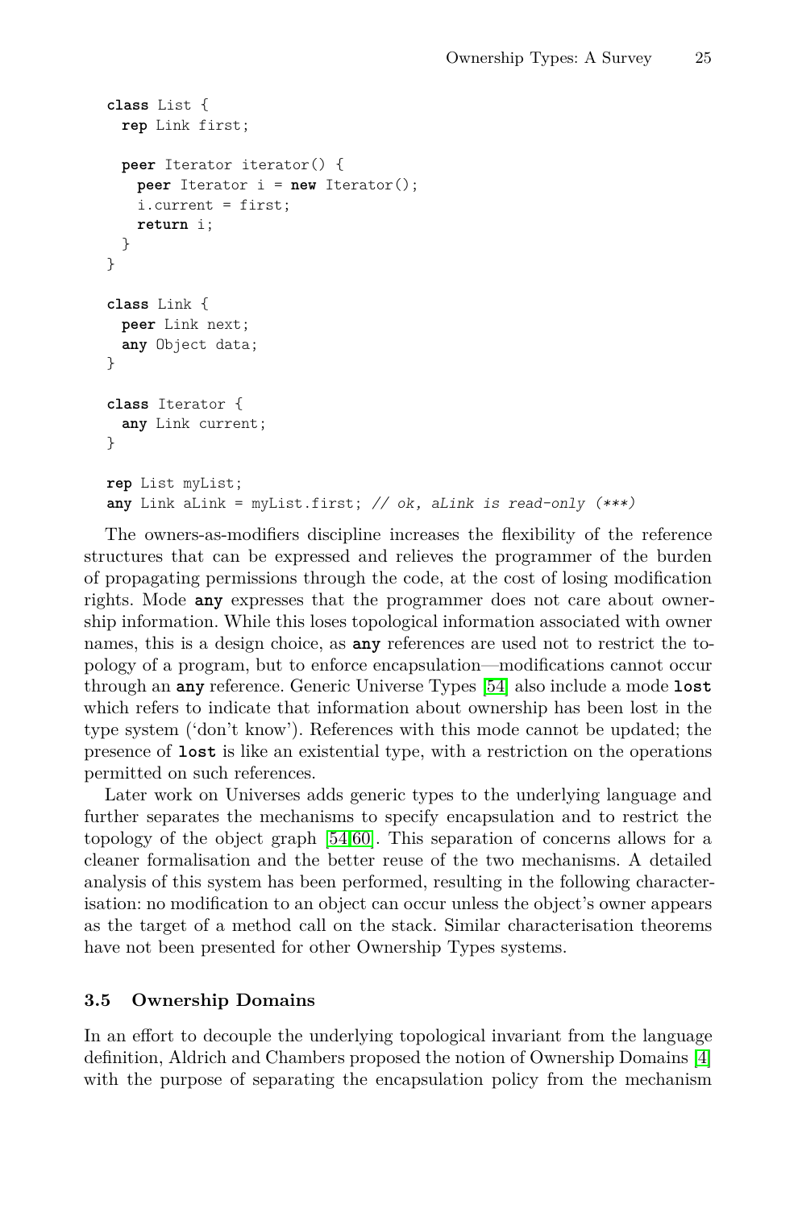```
class List {
  rep Link first;

  peer Iterator iterator() {
    peer Iterator i = new Iterator();
    i.current = first;
    return i;
  }
}

class Link {
  peer Link next;
  any Object data;
}

class Iterator {
  any Link current;
}

rep List myList;
any Link aLink = myList.first; // ok, aLink is read-only (***)
```

The owners-as-modifiers discipline increases the flexibility of the reference structures that can be expressed and relieves the programmer of the burden of propagating permissions through the code, at the cost of losing modification rights. Mode **any** expresses that the programmer does not care about ownership information. While this loses topological information associated with owner names, this is a design choice, as **any** references are used not to restrict the topology of a program, but to enforce encapsulation—modifications cannot occur through an **any** reference. Generic Universe Types [54] also include a mode **lost** which refers to indicate that information about ownership has been lost in the type system ('don't know'). References with this mode cannot be updated; the presence of **lost** is like an existential type, with a restriction on the operations permitted on such references.

Later work on Universes adds generic types to the underlying language and further separates the mechanisms to specify encapsulation and to restrict the topology of the object graph [54,60]. This separation of concerns allows for a cleaner formalisation and the better reuse of the two mechanisms. A detailed analysis of this system has been performed, resulting in the following characterisation: no modification to an object can occur unless the object's owner appears as the target of a method call on the stack. Similar characterisation theorems have not been presented for other Ownership Types systems.

### 3.5 Ownership Domains

In an effort to decouple the underlying topological invariant from the language definition, Aldrich and Chambers proposed the notion of Ownership Domains [4] with the purpose of separating the encapsulation policy from the mechanism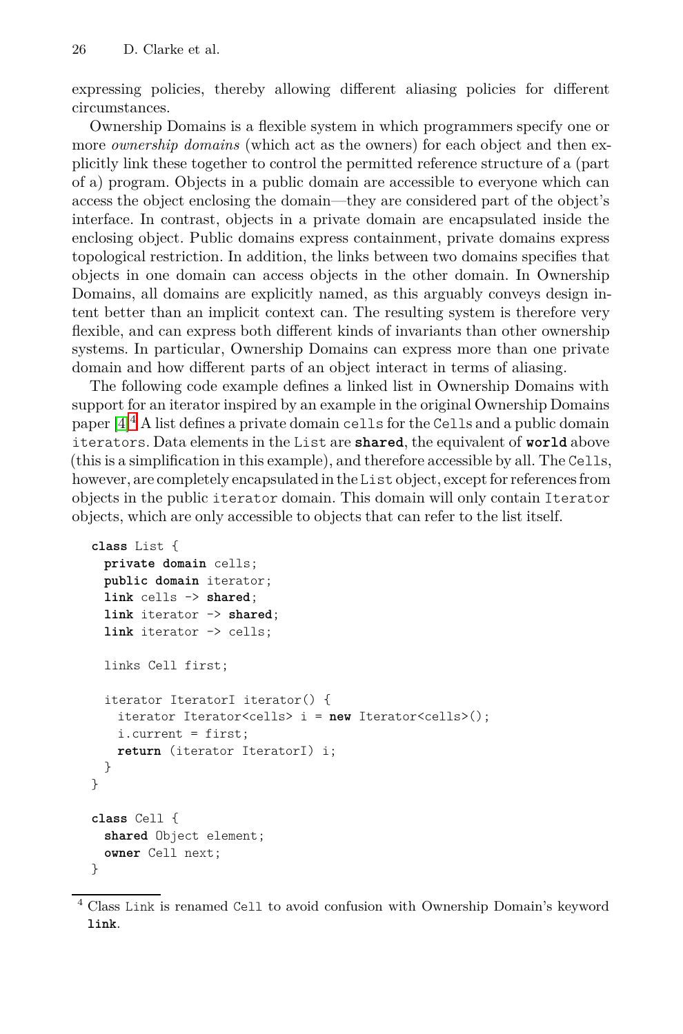expressing policies, thereby allowing different aliasing policies for different circumstances.

Ownership Domains is a flexible system in which programmers specify one or more *ownership domains* (which act as the owners) for each object and then explicitly link these together to control the permitted reference structure of a (part of a) program. Objects in a public domain are accessible to everyone which can access the object enclosing the domain—they are considered part of the object's interface. In contrast, objects in a private domain are encapsulated inside the enclosing object. Public domains express containment, private domains express topological restriction. In addition, the links between two domains specifies that objects in one domain can access objects in the other domain. In Ownership Domains, all domains are explicitly named, as this arguably conveys design intent better than an implicit context can. The resulting system is therefore very flexible, and can express both different kinds of invariants than other ownership systems. In particular, Ownership Domains can express more than one private domain and how different parts of an object interact in terms of aliasing.

The following code example defines a linked list in Ownership Domains with support for an iterator inspired by an example in the original Ownership Domains paper [4].[4] A list defines a private domain `cells` for the `Cells` and a public domain `iterators`. Data elements in the `List` are **`shared`**, the equivalent of **`world`** above (this is a simplification in this example), and therefore accessible by all. The `Cells`, however, are completely encapsulated in the `List` object, except for references from objects in the public `iterator` domain. This domain will only contain `Iterator` objects, which are only accessible to objects that can refer to the list itself.

```
class List {
  private domain cells;
  public domain iterator;
  link cells -> shared;
  link iterator -> shared;
  link iterator -> cells;

  links Cell first;

  iterator IteratorI iterator() {
    iterator Iterator<cells> i = new Iterator<cells>();
    i.current = first;
    return (iterator IteratorI) i;
  }
}

class Cell {
  shared Object element;
  owner Cell next;
}
```

[4] Class `Link` is renamed `Cell` to avoid confusion with Ownership Domain's keyword **`link`**.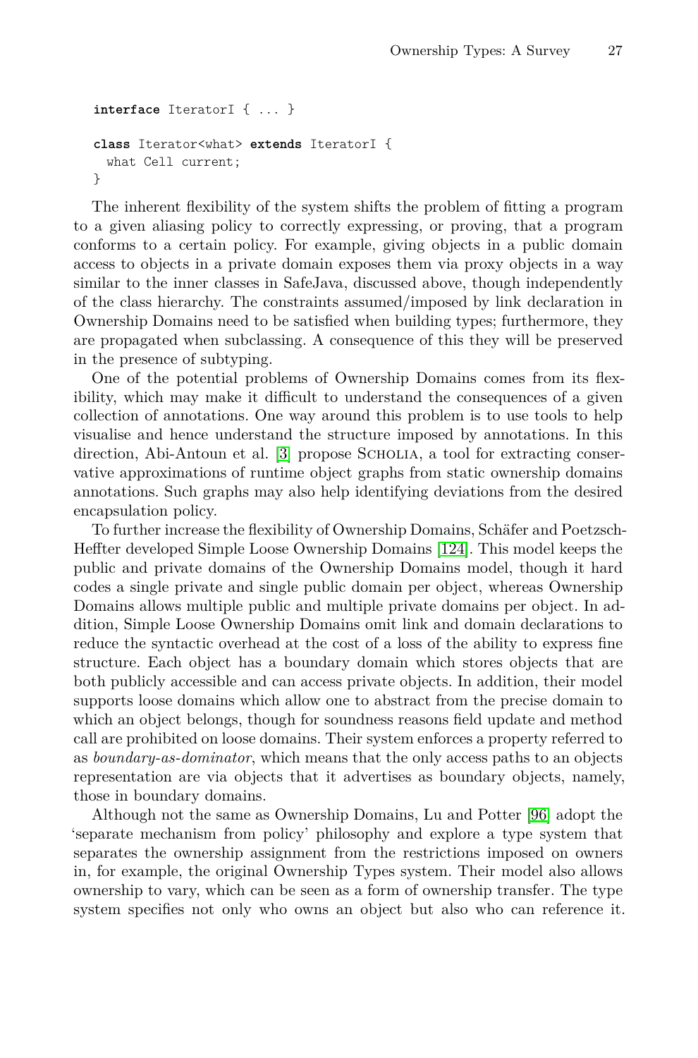```
interface IteratorI { ... }

class Iterator<what> extends IteratorI {
  what Cell current;
}
```

The inherent flexibility of the system shifts the problem of fitting a program to a given aliasing policy to correctly expressing, or proving, that a program conforms to a certain policy. For example, giving objects in a public domain access to objects in a private domain exposes them via proxy objects in a way similar to the inner classes in SafeJava, discussed above, though independently of the class hierarchy. The constraints assumed/imposed by link declaration in Ownership Domains need to be satisfied when building types; furthermore, they are propagated when subclassing. A consequence of this they will be preserved in the presence of subtyping.

One of the potential problems of Ownership Domains comes from its flexibility, which may make it difficult to understand the consequences of a given collection of annotations. One way around this problem is to use tools to help visualise and hence understand the structure imposed by annotations. In this direction, Abi-Antoun et al. [3] propose Scholia, a tool for extracting conservative approximations of runtime object graphs from static ownership domains annotations. Such graphs may also help identifying deviations from the desired encapsulation policy.

To further increase the flexibility of Ownership Domains, Schäfer and Poetzsch-Heffter developed Simple Loose Ownership Domains [124]. This model keeps the public and private domains of the Ownership Domains model, though it hard codes a single private and single public domain per object, whereas Ownership Domains allows multiple public and multiple private domains per object. In addition, Simple Loose Ownership Domains omit link and domain declarations to reduce the syntactic overhead at the cost of a loss of the ability to express fine structure. Each object has a boundary domain which stores objects that are both publicly accessible and can access private objects. In addition, their model supports loose domains which allow one to abstract from the precise domain to which an object belongs, though for soundness reasons field update and method call are prohibited on loose domains. Their system enforces a property referred to as *boundary-as-dominator*, which means that the only access paths to an objects representation are via objects that it advertises as boundary objects, namely, those in boundary domains.

Although not the same as Ownership Domains, Lu and Potter [96] adopt the 'separate mechanism from policy' philosophy and explore a type system that separates the ownership assignment from the restrictions imposed on owners in, for example, the original Ownership Types system. Their model also allows ownership to vary, which can be seen as a form of ownership transfer. The type system specifies not only who owns an object but also who can reference it.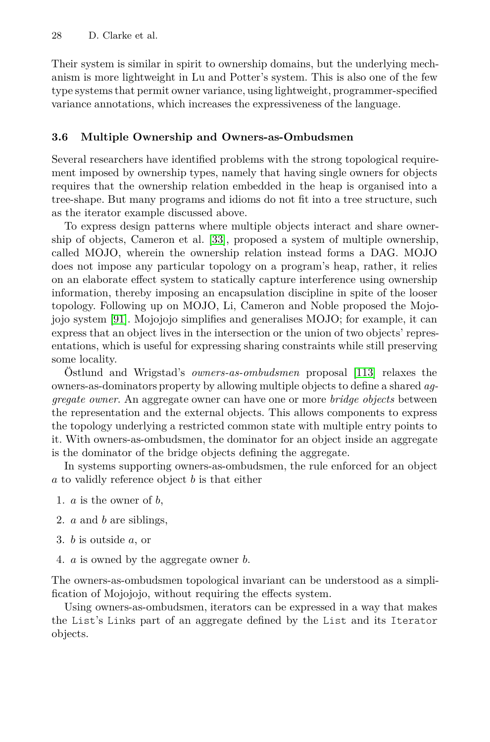Their system is similar in spirit to ownership domains, but the underlying mechanism is more lightweight in Lu and Potter's system. This is also one of the few type systems that permit owner variance, using lightweight, programmer-specified variance annotations, which increases the expressiveness of the language.

### 3.6 Multiple Ownership and Owners-as-Ombudsmen

Several researchers have identified problems with the strong topological requirement imposed by ownership types, namely that having single owners for objects requires that the ownership relation embedded in the heap is organised into a tree-shape. But many programs and idioms do not fit into a tree structure, such as the iterator example discussed above.

To express design patterns where multiple objects interact and share ownership of objects, Cameron et al. [33], proposed a system of multiple ownership, called MOJO, wherein the ownership relation instead forms a DAG. MOJO does not impose any particular topology on a program's heap, rather, it relies on an elaborate effect system to statically capture interference using ownership information, thereby imposing an encapsulation discipline in spite of the looser topology. Following up on MOJO, Li, Cameron and Noble proposed the Mojojojo system [91]. Mojojojo simplifies and generalises MOJO; for example, it can express that an object lives in the intersection or the union of two objects' representations, which is useful for expressing sharing constraints while still preserving some locality.

Östlund and Wrigstad's *owners-as-ombudsmen* proposal [113] relaxes the owners-as-dominators property by allowing multiple objects to define a shared *aggregate owner*. An aggregate owner can have one or more *bridge objects* between the representation and the external objects. This allows components to express the topology underlying a restricted common state with multiple entry points to it. With owners-as-ombudsmen, the dominator for an object inside an aggregate is the dominator of the bridge objects defining the aggregate.

In systems supporting owners-as-ombudsmen, the rule enforced for an object $a$ to validly reference object $b$ is that either

1. $a$ is the owner of $b$,
2. $a$ and $b$ are siblings,
3. $b$ is outside $a$, or
4. $a$ is owned by the aggregate owner $b$.

The owners-as-ombudsmen topological invariant can be understood as a simplification of Mojojojo, without requiring the effects system.

Using owners-as-ombudsmen, iterators can be expressed in a way that makes the `List`'s `Links` part of an aggregate defined by the `List` and its `Iterator` objects.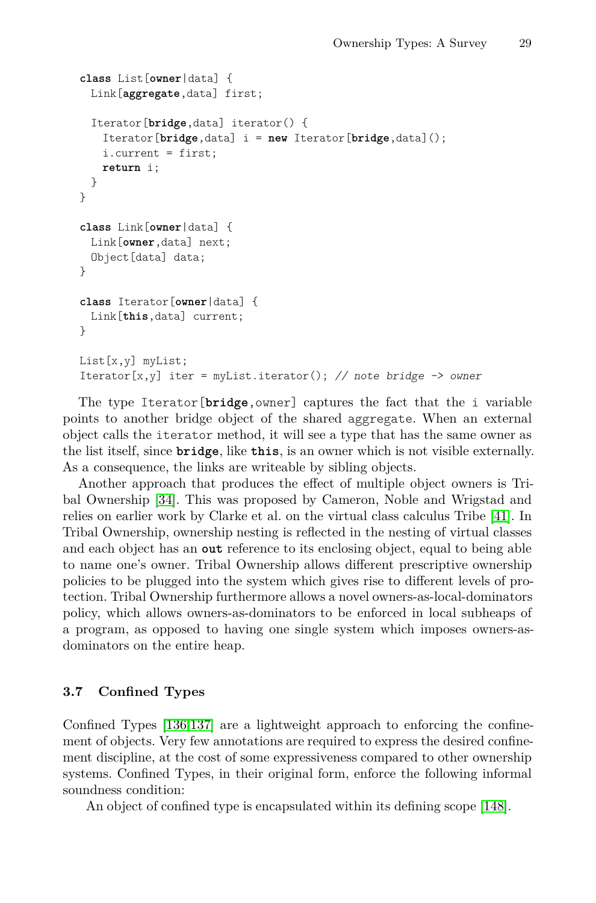```
class List[owner|data] {
  Link[aggregate,data] first;

  Iterator[bridge,data] iterator() {
    Iterator[bridge,data] i = new Iterator[bridge,data]();
    i.current = first;
    return i;
  }
}

class Link[owner|data] {
  Link[owner,data] next;
  Object[data] data;
}

class Iterator[owner|data] {
  Link[this,data] current;
}

List[x,y] myList;
Iterator[x,y] iter = myList.iterator(); // note bridge -> owner
```

The type `Iterator[bridge,owner]` captures the fact that the `i` variable points to another bridge object of the shared `aggregate`. When an external object calls the `iterator` method, it will see a type that has the same owner as the list itself, since **`bridge`**, like **`this`**, is an owner which is not visible externally. As a consequence, the links are writeable by sibling objects.

Another approach that produces the effect of multiple object owners is Tribal Ownership [34]. This was proposed by Cameron, Noble and Wrigstad and relies on earlier work by Clarke et al. on the virtual class calculus Tribe [41]. In Tribal Ownership, ownership nesting is reflected in the nesting of virtual classes and each object has an **`out`** reference to its enclosing object, equal to being able to name one's owner. Tribal Ownership allows different prescriptive ownership policies to be plugged into the system which gives rise to different levels of protection. Tribal Ownership furthermore allows a novel owners-as-local-dominators policy, which allows owners-as-dominators to be enforced in local subheaps of a program, as opposed to having one single system which imposes owners-as-dominators on the entire heap.

### 3.7 Confined Types

Confined Types [136,137] are a lightweight approach to enforcing the confinement of objects. Very few annotations are required to express the desired confinement discipline, at the cost of some expressiveness compared to other ownership systems. Confined Types, in their original form, enforce the following informal soundness condition:

An object of confined type is encapsulated within its defining scope [148].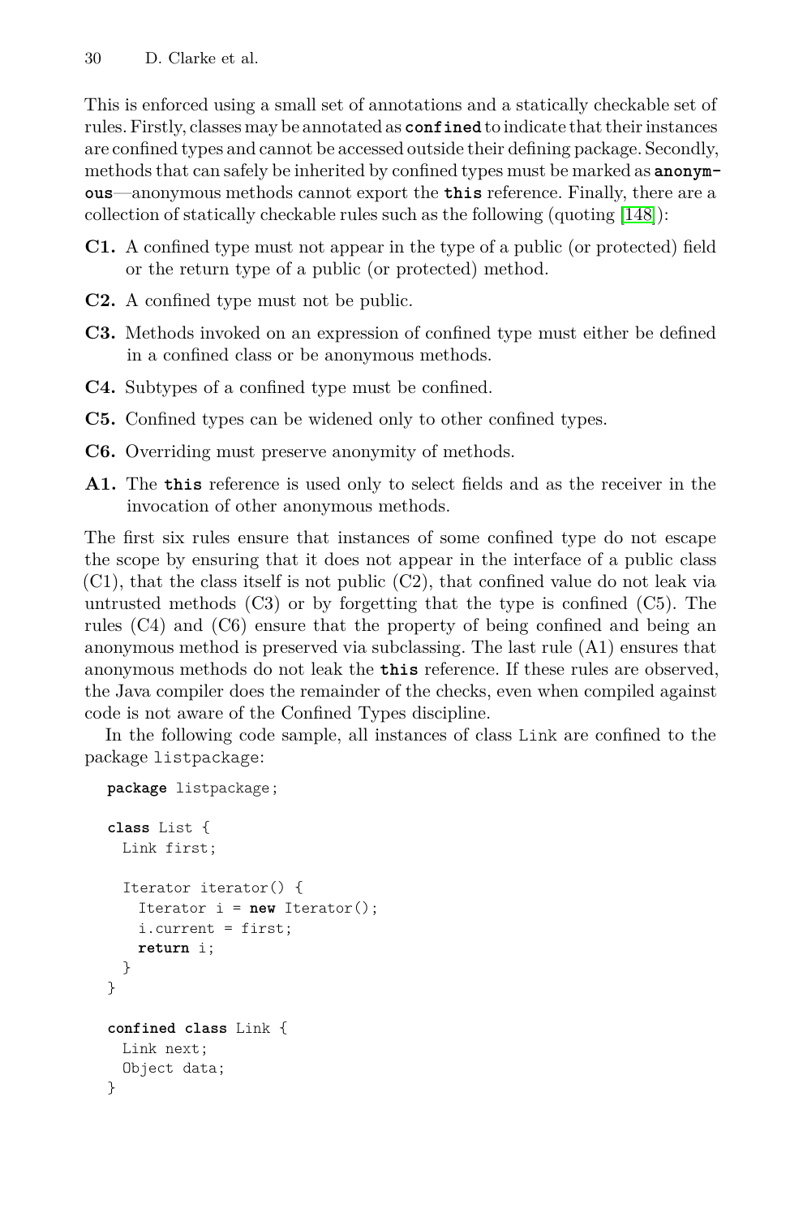This is enforced using a small set of annotations and a statically checkable set of rules. Firstly, classes may be annotated as **confined** to indicate that their instances are confined types and cannot be accessed outside their defining package. Secondly, methods that can safely be inherited by confined types must be marked as **anonymous**—anonymous methods cannot export the **this** reference. Finally, there are a collection of statically checkable rules such as the following (quoting [148]):

- **C1.** A confined type must not appear in the type of a public (or protected) field or the return type of a public (or protected) method.
- **C2.** A confined type must not be public.
- **C3.** Methods invoked on an expression of confined type must either be defined in a confined class or be anonymous methods.
- **C4.** Subtypes of a confined type must be confined.
- **C5.** Confined types can be widened only to other confined types.
- **C6.** Overriding must preserve anonymity of methods.
- **A1.** The **this** reference is used only to select fields and as the receiver in the invocation of other anonymous methods.

The first six rules ensure that instances of some confined type do not escape the scope by ensuring that it does not appear in the interface of a public class (C1), that the class itself is not public (C2), that confined value do not leak via untrusted methods (C3) or by forgetting that the type is confined (C5). The rules (C4) and (C6) ensure that the property of being confined and being an anonymous method is preserved via subclassing. The last rule (A1) ensures that anonymous methods do not leak the **this** reference. If these rules are observed, the Java compiler does the remainder of the checks, even when compiled against code is not aware of the Confined Types discipline.

In the following code sample, all instances of class Link are confined to the package listpackage:

```
package listpackage;

class List {
  Link first;

  Iterator iterator() {
    Iterator i = new Iterator();
    i.current = first;
    return i;
  }
}

confined class Link {
  Link next;
  Object data;
}
```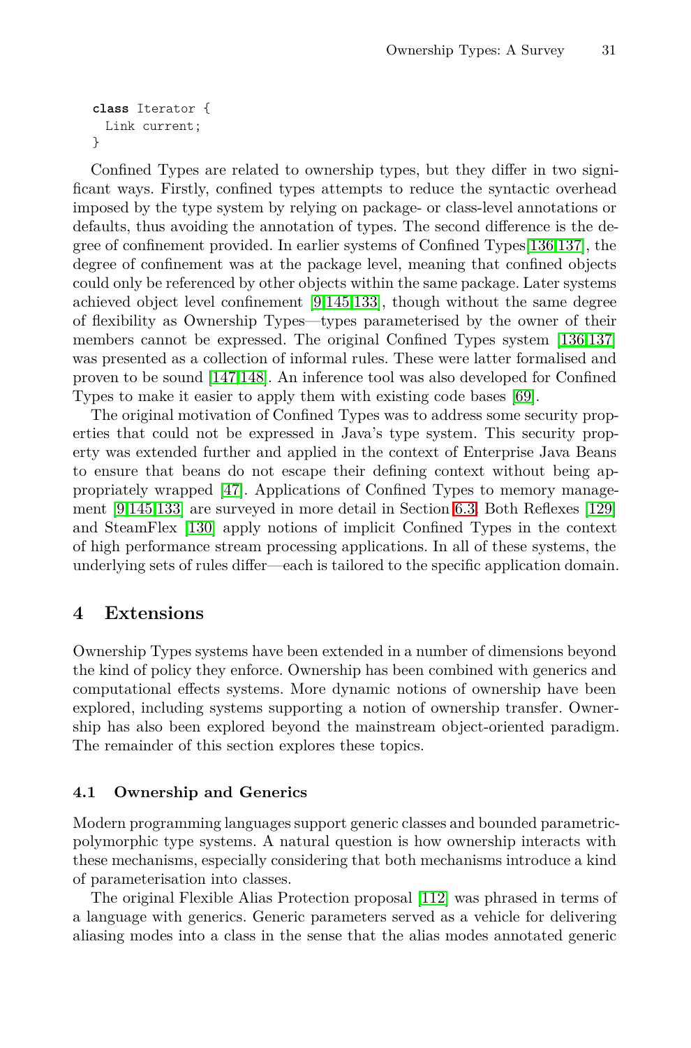```
class Iterator {
  Link current;
}
```

Confined Types are related to ownership types, but they differ in two significant ways. Firstly, confined types attempts to reduce the syntactic overhead imposed by the type system by relying on package- or class-level annotations or defaults, thus avoiding the annotation of types. The second difference is the degree of confinement provided. In earlier systems of Confined Types[136,137], the degree of confinement was at the package level, meaning that confined objects could only be referenced by other objects within the same package. Later systems achieved object level confinement [9,145,133], though without the same degree of flexibility as Ownership Types—types parameterised by the owner of their members cannot be expressed. The original Confined Types system [136,137] was presented as a collection of informal rules. These were latter formalised and proven to be sound [147,148]. An inference tool was also developed for Confined Types to make it easier to apply them with existing code bases [69].

The original motivation of Confined Types was to address some security properties that could not be expressed in Java's type system. This security property was extended further and applied in the context of Enterprise Java Beans to ensure that beans do not escape their defining context without being appropriately wrapped [47]. Applications of Confined Types to memory management [9,145,133] are surveyed in more detail in Section 6.3. Both Reflexes [129] and SteamFlex [130] apply notions of implicit Confined Types in the context of high performance stream processing applications. In all of these systems, the underlying sets of rules differ—each is tailored to the specific application domain.

## 4 Extensions

Ownership Types systems have been extended in a number of dimensions beyond the kind of policy they enforce. Ownership has been combined with generics and computational effects systems. More dynamic notions of ownership have been explored, including systems supporting a notion of ownership transfer. Ownership has also been explored beyond the mainstream object-oriented paradigm. The remainder of this section explores these topics.

### 4.1 Ownership and Generics

Modern programming languages support generic classes and bounded parametric-polymorphic type systems. A natural question is how ownership interacts with these mechanisms, especially considering that both mechanisms introduce a kind of parameterisation into classes.

The original Flexible Alias Protection proposal [112] was phrased in terms of a language with generics. Generic parameters served as a vehicle for delivering aliasing modes into a class in the sense that the alias modes annotated generic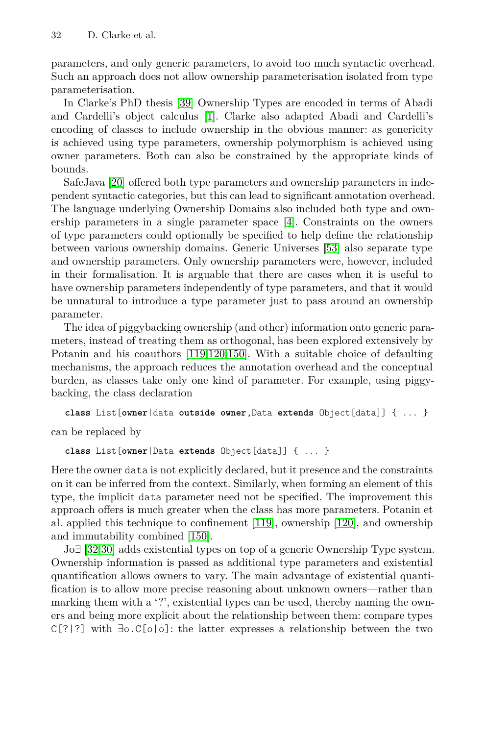parameters, and only generic parameters, to avoid too much syntactic overhead. Such an approach does not allow ownership parameterisation isolated from type parameterisation.

In Clarke's PhD thesis [39] Ownership Types are encoded in terms of Abadi and Cardelli's object calculus [1]. Clarke also adapted Abadi and Cardelli's encoding of classes to include ownership in the obvious manner: as genericity is achieved using type parameters, ownership polymorphism is achieved using owner parameters. Both can also be constrained by the appropriate kinds of bounds.

SafeJava [20] offered both type parameters and ownership parameters in independent syntactic categories, but this can lead to significant annotation overhead. The language underlying Ownership Domains also included both type and ownership parameters in a single parameter space [4]. Constraints on the owners of type parameters could optionally be specified to help define the relationship between various ownership domains. Generic Universes [53] also separate type and ownership parameters. Only ownership parameters were, however, included in their formalisation. It is arguable that there are cases when it is useful to have ownership parameters independently of type parameters, and that it would be unnatural to introduce a type parameter just to pass around an ownership parameter.

The idea of piggybacking ownership (and other) information onto generic parameters, instead of treating them as orthogonal, has been explored extensively by Potanin and his coauthors [119,120,150]. With a suitable choice of defaulting mechanisms, the approach reduces the annotation overhead and the conceptual burden, as classes take only one kind of parameter. For example, using piggybacking, the class declaration

```
class List[owner|data outside owner,Data extends Object[data]] { ... }
```

can be replaced by

```
class List[owner|Data extends Object[data]] { ... }
```

Here the owner `data` is not explicitly declared, but it presence and the constraints on it can be inferred from the context. Similarly, when forming an element of this type, the implicit `data` parameter need not be specified. The improvement this approach offers is much greater when the class has more parameters. Potanin et al. applied this technique to confinement [119], ownership [120], and ownership and immutability combined [150].

Jo∃ [32,30] adds existential types on top of a generic Ownership Type system. Ownership information is passed as additional type parameters and existential quantification allows owners to vary. The main advantage of existential quantification is to allow more precise reasoning about unknown owners—rather than marking them with a '?', existential types can be used, thereby naming the owners and being more explicit about the relationship between them: compare types `C[?|?]` with `∃o.C[o|o]`: the latter expresses a relationship between the two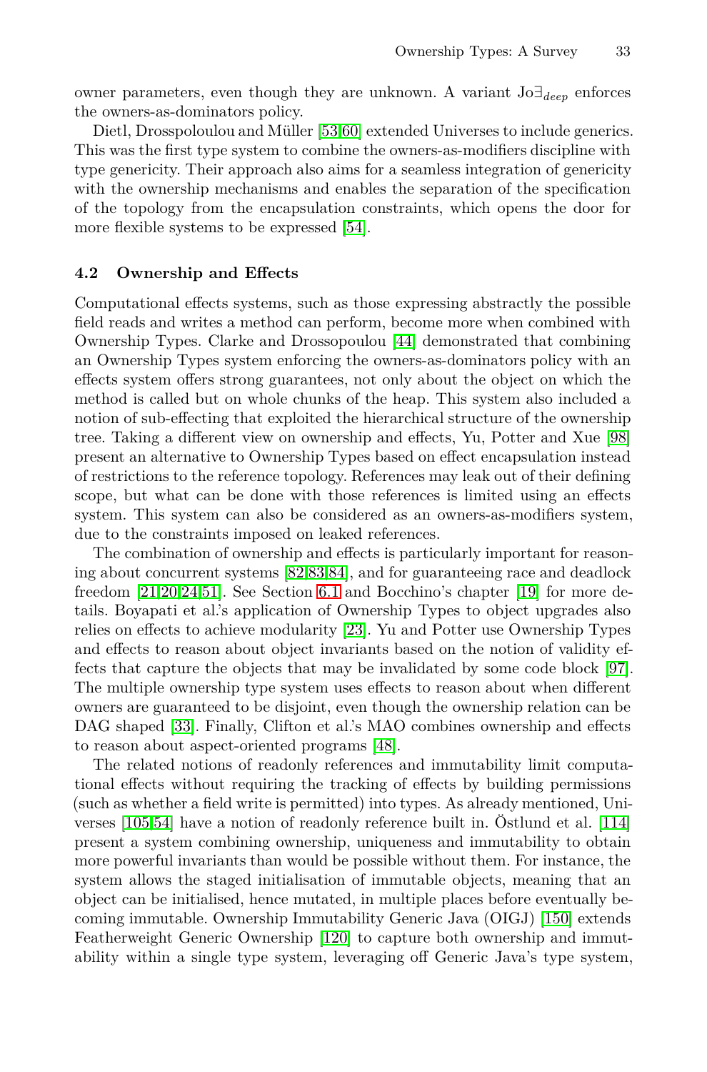owner parameters, even though they are unknown. A variant $Jo\exists_{deep}$ enforces the owners-as-dominators policy.

Dietl, Drosspoloulou and Müller [53,60] extended Universes to include generics. This was the first type system to combine the owners-as-modifiers discipline with type genericity. Their approach also aims for a seamless integration of genericity with the ownership mechanisms and enables the separation of the specification of the topology from the encapsulation constraints, which opens the door for more flexible systems to be expressed [54].

### 4.2 Ownership and Effects

Computational effects systems, such as those expressing abstractly the possible field reads and writes a method can perform, become more when combined with Ownership Types. Clarke and Drossopoulou [44] demonstrated that combining an Ownership Types system enforcing the owners-as-dominators policy with an effects system offers strong guarantees, not only about the object on which the method is called but on whole chunks of the heap. This system also included a notion of sub-effecting that exploited the hierarchical structure of the ownership tree. Taking a different view on ownership and effects, Yu, Potter and Xue [98] present an alternative to Ownership Types based on effect encapsulation instead of restrictions to the reference topology. References may leak out of their defining scope, but what can be done with those references is limited using an effects system. This system can also be considered as an owners-as-modifiers system, due to the constraints imposed on leaked references.

The combination of ownership and effects is particularly important for reasoning about concurrent systems [82,83,84], and for guaranteeing race and deadlock freedom [21,20,24,51]. See Section 6.1 and Bocchino's chapter [19] for more details. Boyapati et al.'s application of Ownership Types to object upgrades also relies on effects to achieve modularity [23]. Yu and Potter use Ownership Types and effects to reason about object invariants based on the notion of validity effects that capture the objects that may be invalidated by some code block [97]. The multiple ownership type system uses effects to reason about when different owners are guaranteed to be disjoint, even though the ownership relation can be DAG shaped [33]. Finally, Clifton et al.'s MAO combines ownership and effects to reason about aspect-oriented programs [48].

The related notions of readonly references and immutability limit computational effects without requiring the tracking of effects by building permissions (such as whether a field write is permitted) into types. As already mentioned, Universes [105,54] have a notion of readonly reference built in. Östlund et al. [114] present a system combining ownership, uniqueness and immutability to obtain more powerful invariants than would be possible without them. For instance, the system allows the staged initialisation of immutable objects, meaning that an object can be initialised, hence mutated, in multiple places before eventually becoming immutable. Ownership Immutability Generic Java (OIGJ) [150] extends Featherweight Generic Ownership [120] to capture both ownership and immutability within a single type system, leveraging off Generic Java's type system,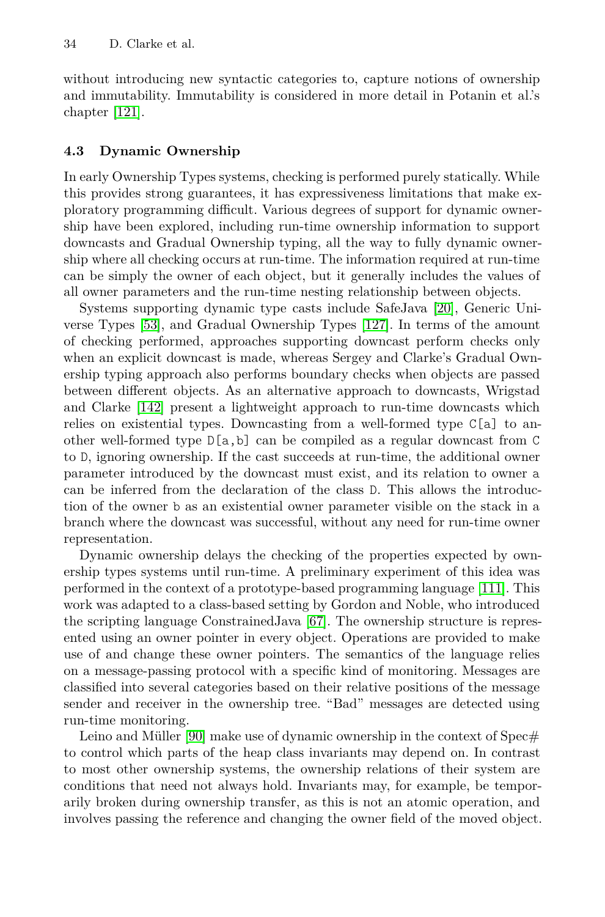without introducing new syntactic categories to, capture notions of ownership and immutability. Immutability is considered in more detail in Potanin et al.'s chapter [121].

### 4.3 Dynamic Ownership

In early Ownership Types systems, checking is performed purely statically. While this provides strong guarantees, it has expressiveness limitations that make exploratory programming difficult. Various degrees of support for dynamic ownership have been explored, including run-time ownership information to support downcasts and Gradual Ownership typing, all the way to fully dynamic ownership where all checking occurs at run-time. The information required at run-time can be simply the owner of each object, but it generally includes the values of all owner parameters and the run-time nesting relationship between objects.

Systems supporting dynamic type casts include SafeJava [20], Generic Universe Types [53], and Gradual Ownership Types [127]. In terms of the amount of checking performed, approaches supporting downcast perform checks only when an explicit downcast is made, whereas Sergey and Clarke's Gradual Ownership typing approach also performs boundary checks when objects are passed between different objects. As an alternative approach to downcasts, Wrigstad and Clarke [142] present a lightweight approach to run-time downcasts which relies on existential types. Downcasting from a well-formed type `C[a]` to another well-formed type `D[a,b]` can be compiled as a regular downcast from `C` to `D`, ignoring ownership. If the cast succeeds at run-time, the additional owner parameter introduced by the downcast must exist, and its relation to owner `a` can be inferred from the declaration of the class `D`. This allows the introduction of the owner `b` as an existential owner parameter visible on the stack in a branch where the downcast was successful, without any need for run-time owner representation.

Dynamic ownership delays the checking of the properties expected by ownership types systems until run-time. A preliminary experiment of this idea was performed in the context of a prototype-based programming language [111]. This work was adapted to a class-based setting by Gordon and Noble, who introduced the scripting language ConstrainedJava [67]. The ownership structure is represented using an owner pointer in every object. Operations are provided to make use of and change these owner pointers. The semantics of the language relies on a message-passing protocol with a specific kind of monitoring. Messages are classified into several categories based on their relative positions of the message sender and receiver in the ownership tree. "Bad" messages are detected using run-time monitoring.

Leino and Müller [90] make use of dynamic ownership in the context of Spec# to control which parts of the heap class invariants may depend on. In contrast to most other ownership systems, the ownership relations of their system are conditions that need not always hold. Invariants may, for example, be temporarily broken during ownership transfer, as this is not an atomic operation, and involves passing the reference and changing the owner field of the moved object.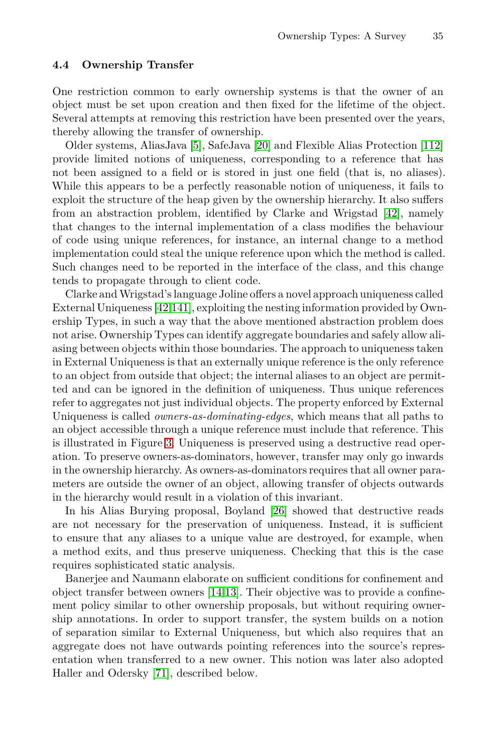### 4.4 Ownership Transfer

One restriction common to early ownership systems is that the owner of an object must be set upon creation and then fixed for the lifetime of the object. Several attempts at removing this restriction have been presented over the years, thereby allowing the transfer of ownership.

Older systems, AliasJava [5], SafeJava [20] and Flexible Alias Protection [112] provide limited notions of uniqueness, corresponding to a reference that has not been assigned to a field or is stored in just one field (that is, no aliases). While this appears to be a perfectly reasonable notion of uniqueness, it fails to exploit the structure of the heap given by the ownership hierarchy. It also suffers from an abstraction problem, identified by Clarke and Wrigstad [42], namely that changes to the internal implementation of a class modifies the behaviour of code using unique references, for instance, an internal change to a method implementation could steal the unique reference upon which the method is called. Such changes need to be reported in the interface of the class, and this change tends to propagate through to client code.

Clarke and Wrigstad's language Joline offers a novel approach uniqueness called External Uniqueness [42,141], exploiting the nesting information provided by Ownership Types, in such a way that the above mentioned abstraction problem does not arise. Ownership Types can identify aggregate boundaries and safely allow aliasing between objects within those boundaries. The approach to uniqueness taken in External Uniqueness is that an externally unique reference is the only reference to an object from outside that object; the internal aliases to an object are permitted and can be ignored in the definition of uniqueness. Thus unique references refer to aggregates not just individual objects. The property enforced by External Uniqueness is called *owners-as-dominating-edges*, which means that all paths to an object accessible through a unique reference must include that reference. This is illustrated in Figure 3. Uniqueness is preserved using a destructive read operation. To preserve owners-as-dominators, however, transfer may only go inwards in the ownership hierarchy. As owners-as-dominators requires that all owner parameters are outside the owner of an object, allowing transfer of objects outwards in the hierarchy would result in a violation of this invariant.

In his Alias Burying proposal, Boyland [26] showed that destructive reads are not necessary for the preservation of uniqueness. Instead, it is sufficient to ensure that any aliases to a unique value are destroyed, for example, when a method exits, and thus preserve uniqueness. Checking that this is the case requires sophisticated static analysis.

Banerjee and Naumann elaborate on sufficient conditions for confinement and object transfer between owners [14,13]. Their objective was to provide a confinement policy similar to other ownership proposals, but without requiring ownership annotations. In order to support transfer, the system builds on a notion of separation similar to External Uniqueness, but which also requires that an aggregate does not have outwards pointing references into the source's representation when transferred to a new owner. This notion was later also adopted Haller and Odersky [71], described below.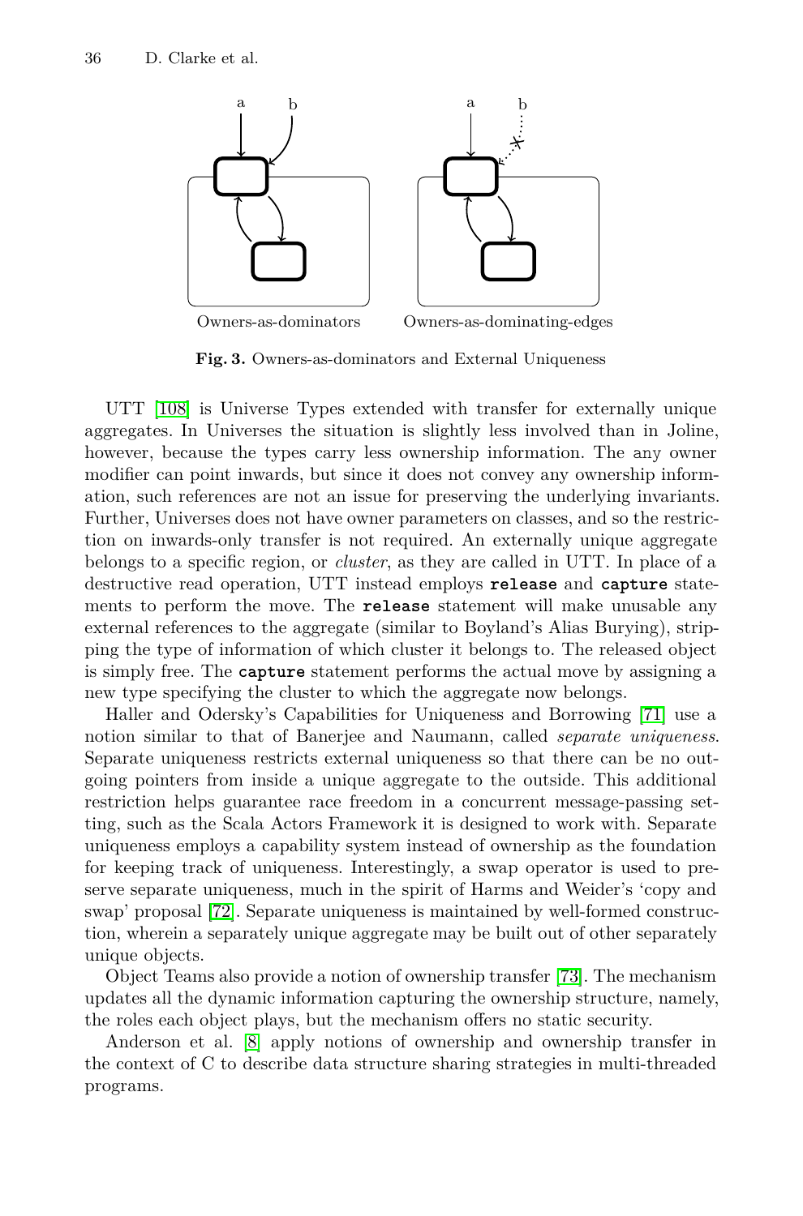a b a b

Owners-as-dominators Owners-as-dominating-edges

**Fig. 3.** Owners-as-dominators and External Uniqueness

UTT [108] is Universe Types extended with transfer for externally unique aggregates. In Universes the situation is slightly less involved than in Joline, however, because the types carry less ownership information. The any owner modifier can point inwards, but since it does not convey any ownership information, such references are not an issue for preserving the underlying invariants. Further, Universes does not have owner parameters on classes, and so the restriction on inwards-only transfer is not required. An externally unique aggregate belongs to a specific region, or *cluster*, as they are called in UTT. In place of a destructive read operation, UTT instead employs **release** and **capture** statements to perform the move. The **release** statement will make unusable any external references to the aggregate (similar to Boyland's Alias Burying), stripping the type of information of which cluster it belongs to. The released object is simply free. The **capture** statement performs the actual move by assigning a new type specifying the cluster to which the aggregate now belongs.

Haller and Odersky's Capabilities for Uniqueness and Borrowing [71] use a notion similar to that of Banerjee and Naumann, called *separate uniqueness*. Separate uniqueness restricts external uniqueness so that there can be no outgoing pointers from inside a unique aggregate to the outside. This additional restriction helps guarantee race freedom in a concurrent message-passing setting, such as the Scala Actors Framework it is designed to work with. Separate uniqueness employs a capability system instead of ownership as the foundation for keeping track of uniqueness. Interestingly, a swap operator is used to preserve separate uniqueness, much in the spirit of Harms and Weider's 'copy and swap' proposal [72]. Separate uniqueness is maintained by well-formed construction, wherein a separately unique aggregate may be built out of other separately unique objects.

Object Teams also provide a notion of ownership transfer [73]. The mechanism updates all the dynamic information capturing the ownership structure, namely, the roles each object plays, but the mechanism offers no static security.

Anderson et al. [8] apply notions of ownership and ownership transfer in the context of C to describe data structure sharing strategies in multi-threaded programs.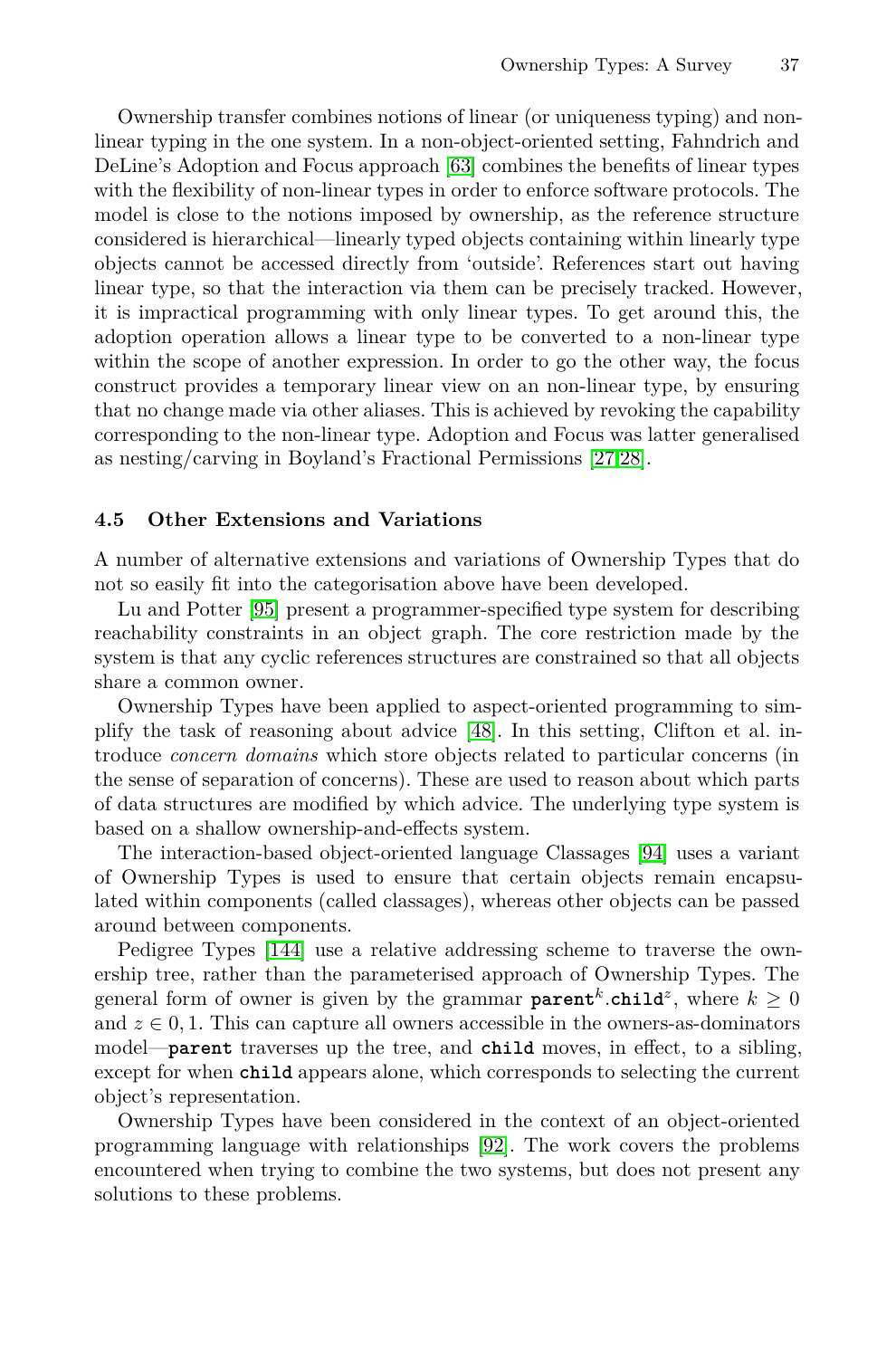Ownership transfer combines notions of linear (or uniqueness typing) and non-linear typing in the one system. In a non-object-oriented setting, Fahndrich and DeLine's Adoption and Focus approach [63] combines the benefits of linear types with the flexibility of non-linear types in order to enforce software protocols. The model is close to the notions imposed by ownership, as the reference structure considered is hierarchical—linearly typed objects containing within linearly type objects cannot be accessed directly from 'outside'. References start out having linear type, so that the interaction via them can be precisely tracked. However, it is impractical programming with only linear types. To get around this, the adoption operation allows a linear type to be converted to a non-linear type within the scope of another expression. In order to go the other way, the focus construct provides a temporary linear view on an non-linear type, by ensuring that no change made via other aliases. This is achieved by revoking the capability corresponding to the non-linear type. Adoption and Focus was latter generalised as nesting/carving in Boyland's Fractional Permissions [27,28].

### 4.5 Other Extensions and Variations

A number of alternative extensions and variations of Ownership Types that do not so easily fit into the categorisation above have been developed.

Lu and Potter [95] present a programmer-specified type system for describing reachability constraints in an object graph. The core restriction made by the system is that any cyclic references structures are constrained so that all objects share a common owner.

Ownership Types have been applied to aspect-oriented programming to simplify the task of reasoning about advice [48]. In this setting, Clifton et al. introduce *concern domains* which store objects related to particular concerns (in the sense of separation of concerns). These are used to reason about which parts of data structures are modified by which advice. The underlying type system is based on a shallow ownership-and-effects system.

The interaction-based object-oriented language Classages [94] uses a variant of Ownership Types is used to ensure that certain objects remain encapsulated within components (called classages), whereas other objects can be passed around between components.

Pedigree Types [144] use a relative addressing scheme to traverse the ownership tree, rather than the parameterised approach of Ownership Types. The general form of owner is given by the grammar $\texttt{parent}^k.\texttt{child}^z$, where $k \geq 0$ and $z \in 0, 1$. This can capture all owners accessible in the owners-as-dominators model—**parent** traverses up the tree, and **child** moves, in effect, to a sibling, except for when **child** appears alone, which corresponds to selecting the current object's representation.

Ownership Types have been considered in the context of an object-oriented programming language with relationships [92]. The work covers the problems encountered when trying to combine the two systems, but does not present any solutions to these problems.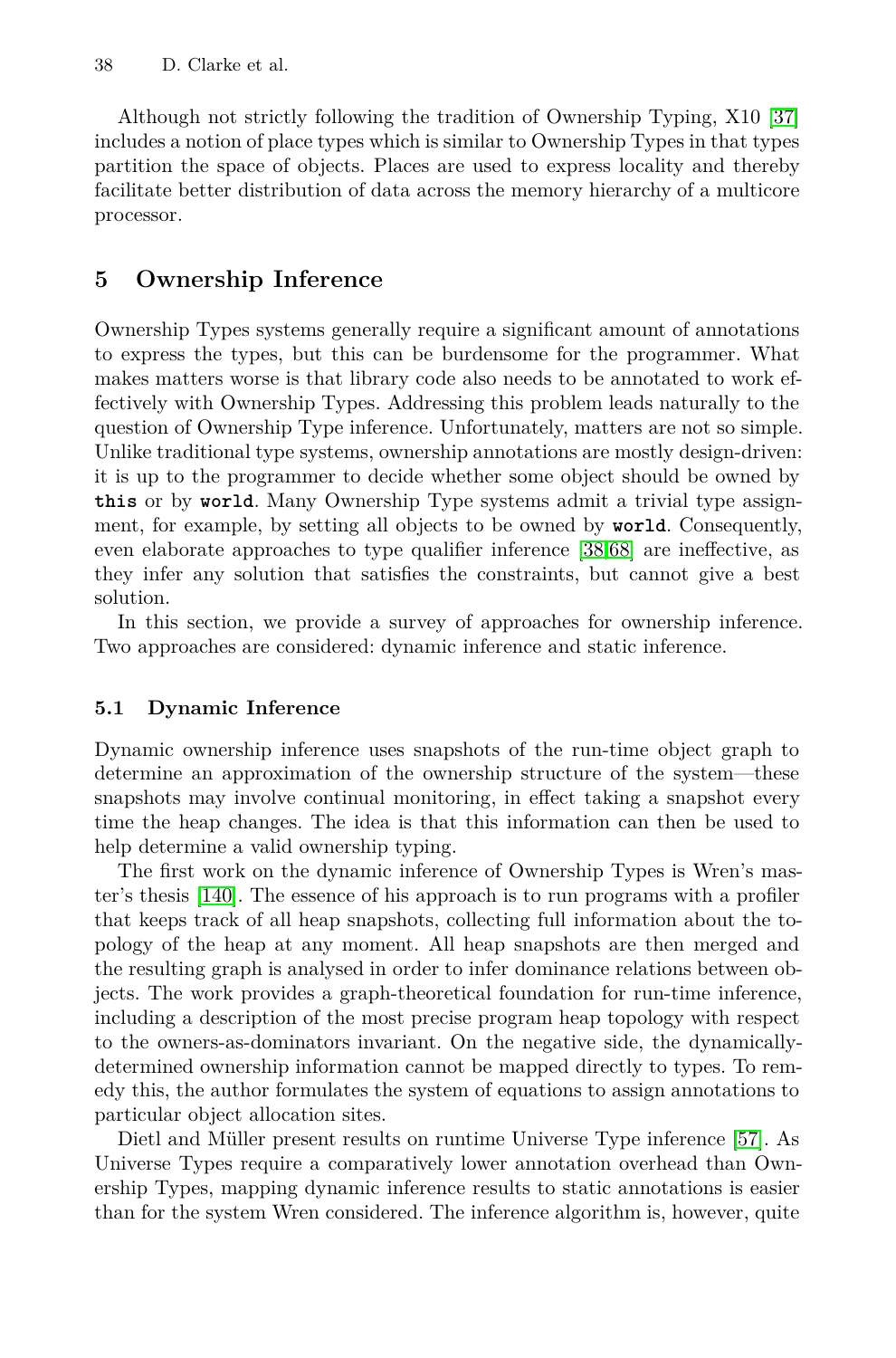Although not strictly following the tradition of Ownership Typing, X10 [37] includes a notion of place types which is similar to Ownership Types in that types partition the space of objects. Places are used to express locality and thereby facilitate better distribution of data across the memory hierarchy of a multicore processor.

## 5 Ownership Inference

Ownership Types systems generally require a significant amount of annotations to express the types, but this can be burdensome for the programmer. What makes matters worse is that library code also needs to be annotated to work effectively with Ownership Types. Addressing this problem leads naturally to the question of Ownership Type inference. Unfortunately, matters are not so simple. Unlike traditional type systems, ownership annotations are mostly design-driven: it is up to the programmer to decide whether some object should be owned by **this** or by **world**. Many Ownership Type systems admit a trivial type assignment, for example, by setting all objects to be owned by **world**. Consequently, even elaborate approaches to type qualifier inference [38,68] are ineffective, as they infer any solution that satisfies the constraints, but cannot give a best solution.

In this section, we provide a survey of approaches for ownership inference. Two approaches are considered: dynamic inference and static inference.

### 5.1 Dynamic Inference

Dynamic ownership inference uses snapshots of the run-time object graph to determine an approximation of the ownership structure of the system—these snapshots may involve continual monitoring, in effect taking a snapshot every time the heap changes. The idea is that this information can then be used to help determine a valid ownership typing.

The first work on the dynamic inference of Ownership Types is Wren's master's thesis [140]. The essence of his approach is to run programs with a profiler that keeps track of all heap snapshots, collecting full information about the topology of the heap at any moment. All heap snapshots are then merged and the resulting graph is analysed in order to infer dominance relations between objects. The work provides a graph-theoretical foundation for run-time inference, including a description of the most precise program heap topology with respect to the owners-as-dominators invariant. On the negative side, the dynamically-determined ownership information cannot be mapped directly to types. To remedy this, the author formulates the system of equations to assign annotations to particular object allocation sites.

Dietl and Müller present results on runtime Universe Type inference [57]. As Universe Types require a comparatively lower annotation overhead than Ownership Types, mapping dynamic inference results to static annotations is easier than for the system Wren considered. The inference algorithm is, however, quite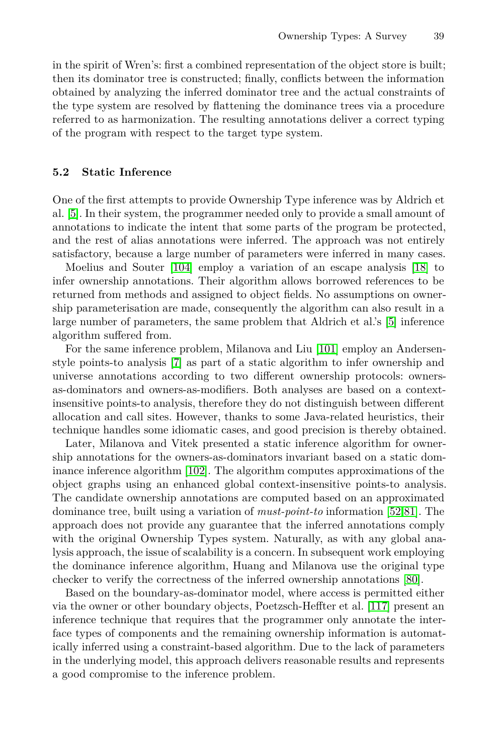in the spirit of Wren's: first a combined representation of the object store is built; then its dominator tree is constructed; finally, conflicts between the information obtained by analyzing the inferred dominator tree and the actual constraints of the type system are resolved by flattening the dominance trees via a procedure referred to as harmonization. The resulting annotations deliver a correct typing of the program with respect to the target type system.

### 5.2 Static Inference

One of the first attempts to provide Ownership Type inference was by Aldrich et al. [5]. In their system, the programmer needed only to provide a small amount of annotations to indicate the intent that some parts of the program be protected, and the rest of alias annotations were inferred. The approach was not entirely satisfactory, because a large number of parameters were inferred in many cases.

Moelius and Souter [104] employ a variation of an escape analysis [18] to infer ownership annotations. Their algorithm allows borrowed references to be returned from methods and assigned to object fields. No assumptions on ownership parameterisation are made, consequently the algorithm can also result in a large number of parameters, the same problem that Aldrich et al.'s [5] inference algorithm suffered from.

For the same inference problem, Milanova and Liu [101] employ an Andersen-style points-to analysis [7] as part of a static algorithm to infer ownership and universe annotations according to two different ownership protocols: owners-as-dominators and owners-as-modifiers. Both analyses are based on a context-insensitive points-to analysis, therefore they do not distinguish between different allocation and call sites. However, thanks to some Java-related heuristics, their technique handles some idiomatic cases, and good precision is thereby obtained.

Later, Milanova and Vitek presented a static inference algorithm for ownership annotations for the owners-as-dominators invariant based on a static dominance inference algorithm [102]. The algorithm computes approximations of the object graphs using an enhanced global context-insensitive points-to analysis. The candidate ownership annotations are computed based on an approximated dominance tree, built using a variation of *must-point-to* information [52,81]. The approach does not provide any guarantee that the inferred annotations comply with the original Ownership Types system. Naturally, as with any global analysis approach, the issue of scalability is a concern. In subsequent work employing the dominance inference algorithm, Huang and Milanova use the original type checker to verify the correctness of the inferred ownership annotations [80].

Based on the boundary-as-dominator model, where access is permitted either via the owner or other boundary objects, Poetzsch-Heffter et al. [117] present an inference technique that requires that the programmer only annotate the interface types of components and the remaining ownership information is automatically inferred using a constraint-based algorithm. Due to the lack of parameters in the underlying model, this approach delivers reasonable results and represents a good compromise to the inference problem.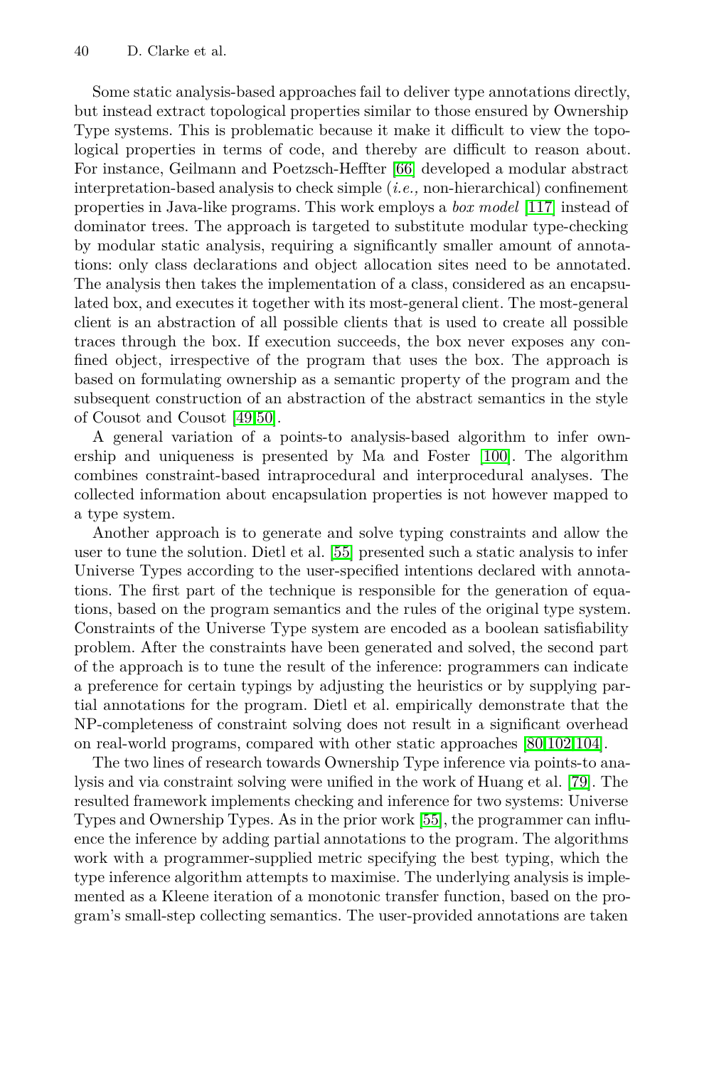Some static analysis-based approaches fail to deliver type annotations directly, but instead extract topological properties similar to those ensured by Ownership Type systems. This is problematic because it make it difficult to view the topological properties in terms of code, and thereby are difficult to reason about. For instance, Geilmann and Poetzsch-Heffter [66] developed a modular abstract interpretation-based analysis to check simple (*i.e.,* non-hierarchical) confinement properties in Java-like programs. This work employs a *box model* [117] instead of dominator trees. The approach is targeted to substitute modular type-checking by modular static analysis, requiring a significantly smaller amount of annotations: only class declarations and object allocation sites need to be annotated. The analysis then takes the implementation of a class, considered as an encapsulated box, and executes it together with its most-general client. The most-general client is an abstraction of all possible clients that is used to create all possible traces through the box. If execution succeeds, the box never exposes any confined object, irrespective of the program that uses the box. The approach is based on formulating ownership as a semantic property of the program and the subsequent construction of an abstraction of the abstract semantics in the style of Cousot and Cousot [49,50].

A general variation of a points-to analysis-based algorithm to infer ownership and uniqueness is presented by Ma and Foster [100]. The algorithm combines constraint-based intraprocedural and interprocedural analyses. The collected information about encapsulation properties is not however mapped to a type system.

Another approach is to generate and solve typing constraints and allow the user to tune the solution. Dietl et al. [55] presented such a static analysis to infer Universe Types according to the user-specified intentions declared with annotations. The first part of the technique is responsible for the generation of equations, based on the program semantics and the rules of the original type system. Constraints of the Universe Type system are encoded as a boolean satisfiability problem. After the constraints have been generated and solved, the second part of the approach is to tune the result of the inference: programmers can indicate a preference for certain typings by adjusting the heuristics or by supplying partial annotations for the program. Dietl et al. empirically demonstrate that the NP-completeness of constraint solving does not result in a significant overhead on real-world programs, compared with other static approaches [80,102,104].

The two lines of research towards Ownership Type inference via points-to analysis and via constraint solving were unified in the work of Huang et al. [79]. The resulted framework implements checking and inference for two systems: Universe Types and Ownership Types. As in the prior work [55], the programmer can influence the inference by adding partial annotations to the program. The algorithms work with a programmer-supplied metric specifying the best typing, which the type inference algorithm attempts to maximise. The underlying analysis is implemented as a Kleene iteration of a monotonic transfer function, based on the program's small-step collecting semantics. The user-provided annotations are taken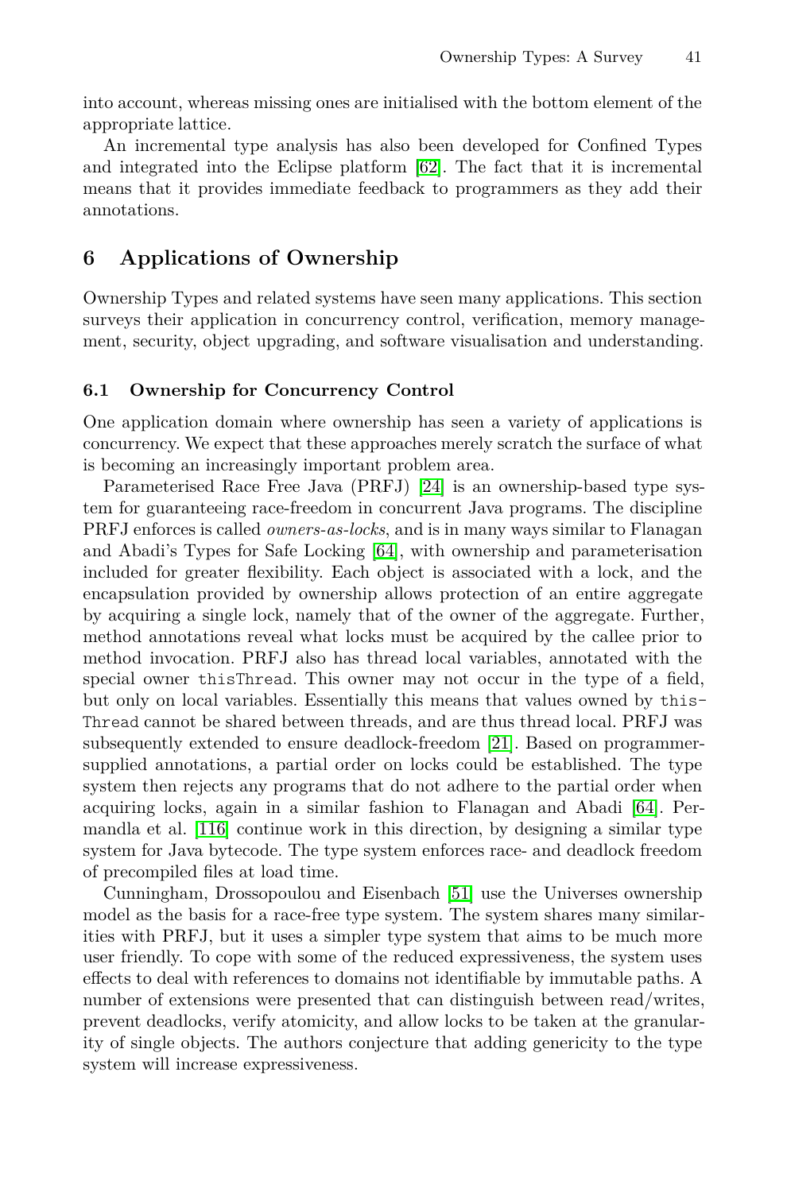into account, whereas missing ones are initialised with the bottom element of the appropriate lattice.

An incremental type analysis has also been developed for Confined Types and integrated into the Eclipse platform [62]. The fact that it is incremental means that it provides immediate feedback to programmers as they add their annotations.

## 6 Applications of Ownership

Ownership Types and related systems have seen many applications. This section surveys their application in concurrency control, verification, memory management, security, object upgrading, and software visualisation and understanding.

### 6.1 Ownership for Concurrency Control

One application domain where ownership has seen a variety of applications is concurrency. We expect that these approaches merely scratch the surface of what is becoming an increasingly important problem area.

Parameterised Race Free Java (PRFJ) [24] is an ownership-based type system for guaranteeing race-freedom in concurrent Java programs. The discipline PRFJ enforces is called *owners-as-locks*, and is in many ways similar to Flanagan and Abadi's Types for Safe Locking [64], with ownership and parameterisation included for greater flexibility. Each object is associated with a lock, and the encapsulation provided by ownership allows protection of an entire aggregate by acquiring a single lock, namely that of the owner of the aggregate. Further, method annotations reveal what locks must be acquired by the callee prior to method invocation. PRFJ also has thread local variables, annotated with the special owner `thisThread`. This owner may not occur in the type of a field, but only on local variables. Essentially this means that values owned by `thisThread` cannot be shared between threads, and are thus thread local. PRFJ was subsequently extended to ensure deadlock-freedom [21]. Based on programmer-supplied annotations, a partial order on locks could be established. The type system then rejects any programs that do not adhere to the partial order when acquiring locks, again in a similar fashion to Flanagan and Abadi [64]. Permandla et al. [116] continue work in this direction, by designing a similar type system for Java bytecode. The type system enforces race- and deadlock freedom of precompiled files at load time.

Cunningham, Drossopoulou and Eisenbach [51] use the Universes ownership model as the basis for a race-free type system. The system shares many similarities with PRFJ, but it uses a simpler type system that aims to be much more user friendly. To cope with some of the reduced expressiveness, the system uses effects to deal with references to domains not identifiable by immutable paths. A number of extensions were presented that can distinguish between read/writes, prevent deadlocks, verify atomicity, and allow locks to be taken at the granularity of single objects. The authors conjecture that adding genericity to the type system will increase expressiveness.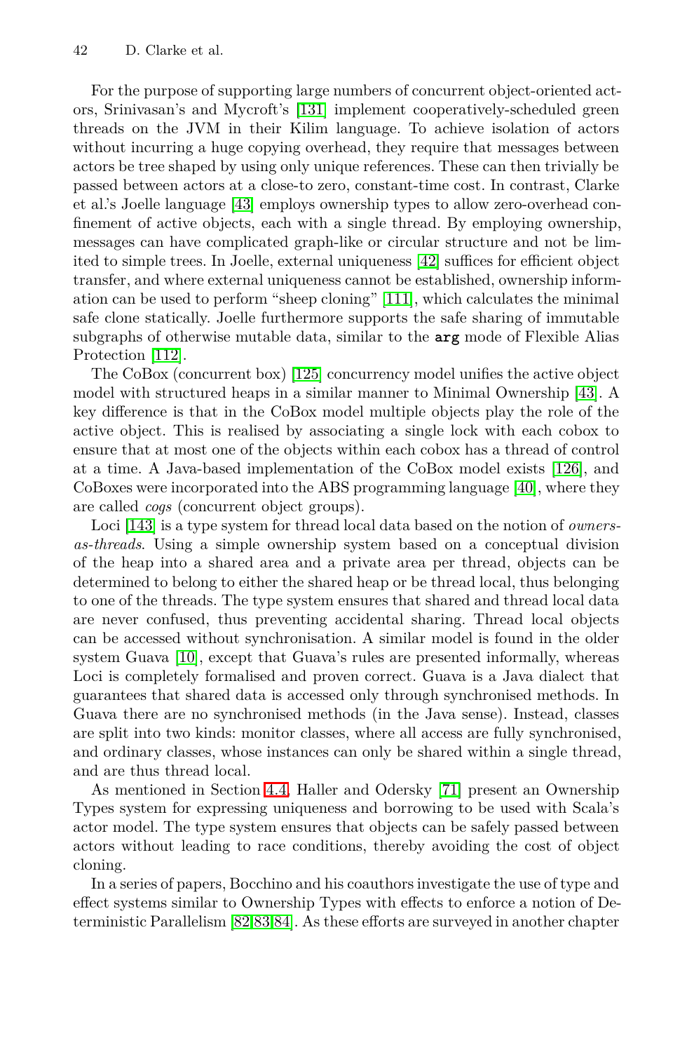For the purpose of supporting large numbers of concurrent object-oriented actors, Srinivasan's and Mycroft's [131] implement cooperatively-scheduled green threads on the JVM in their Kilim language. To achieve isolation of actors without incurring a huge copying overhead, they require that messages between actors be tree shaped by using only unique references. These can then trivially be passed between actors at a close-to zero, constant-time cost. In contrast, Clarke et al.'s Joelle language [43] employs ownership types to allow zero-overhead confinement of active objects, each with a single thread. By employing ownership, messages can have complicated graph-like or circular structure and not be limited to simple trees. In Joelle, external uniqueness [42] suffices for efficient object transfer, and where external uniqueness cannot be established, ownership information can be used to perform "sheep cloning" [111], which calculates the minimal safe clone statically. Joelle furthermore supports the safe sharing of immutable subgraphs of otherwise mutable data, similar to the **arg** mode of Flexible Alias Protection [112].

The CoBox (concurrent box) [125] concurrency model unifies the active object model with structured heaps in a similar manner to Minimal Ownership [43]. A key difference is that in the CoBox model multiple objects play the role of the active object. This is realised by associating a single lock with each cobox to ensure that at most one of the objects within each cobox has a thread of control at a time. A Java-based implementation of the CoBox model exists [126], and CoBoxes were incorporated into the ABS programming language [40], where they are called *cogs* (concurrent object groups).

Loci [143] is a type system for thread local data based on the notion of *owners-as-threads*. Using a simple ownership system based on a conceptual division of the heap into a shared area and a private area per thread, objects can be determined to belong to either the shared heap or be thread local, thus belonging to one of the threads. The type system ensures that shared and thread local data are never confused, thus preventing accidental sharing. Thread local objects can be accessed without synchronisation. A similar model is found in the older system Guava [10], except that Guava's rules are presented informally, whereas Loci is completely formalised and proven correct. Guava is a Java dialect that guarantees that shared data is accessed only through synchronised methods. In Guava there are no synchronised methods (in the Java sense). Instead, classes are split into two kinds: monitor classes, where all access are fully synchronised, and ordinary classes, whose instances can only be shared within a single thread, and are thus thread local.

As mentioned in Section 4.4, Haller and Odersky [71] present an Ownership Types system for expressing uniqueness and borrowing to be used with Scala's actor model. The type system ensures that objects can be safely passed between actors without leading to race conditions, thereby avoiding the cost of object cloning.

In a series of papers, Bocchino and his coauthors investigate the use of type and effect systems similar to Ownership Types with effects to enforce a notion of Deterministic Parallelism [82,83,84]. As these efforts are surveyed in another chapter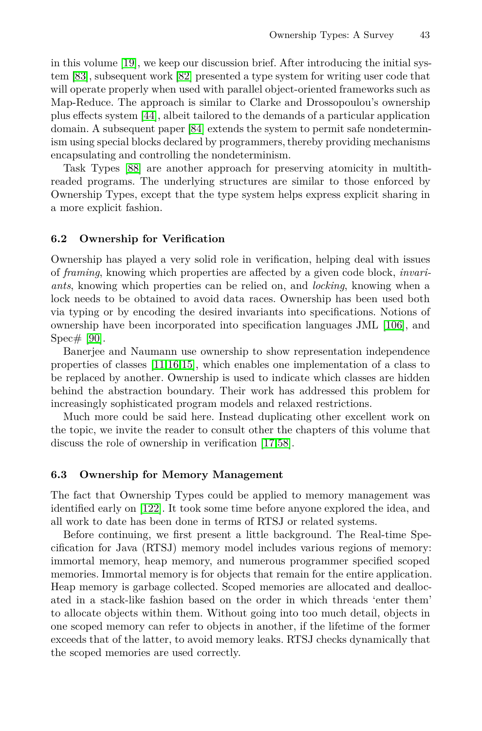in this volume [19], we keep our discussion brief. After introducing the initial system [83], subsequent work [82] presented a type system for writing user code that will operate properly when used with parallel object-oriented frameworks such as Map-Reduce. The approach is similar to Clarke and Drossopoulou's ownership plus effects system [44], albeit tailored to the demands of a particular application domain. A subsequent paper [84] extends the system to permit safe nondeterminism using special blocks declared by programmers, thereby providing mechanisms encapsulating and controlling the nondeterminism.

Task Types [88] are another approach for preserving atomicity in multithreaded programs. The underlying structures are similar to those enforced by Ownership Types, except that the type system helps express explicit sharing in a more explicit fashion.

### 6.2 Ownership for Verification

Ownership has played a very solid role in verification, helping deal with issues of *framing*, knowing which properties are affected by a given code block, *invariants*, knowing which properties can be relied on, and *locking*, knowing when a lock needs to be obtained to avoid data races. Ownership has been used both via typing or by encoding the desired invariants into specifications. Notions of ownership have been incorporated into specification languages JML [106], and Spec# [90].

Banerjee and Naumann use ownership to show representation independence properties of classes [11,16,15], which enables one implementation of a class to be replaced by another. Ownership is used to indicate which classes are hidden behind the abstraction boundary. Their work has addressed this problem for increasingly sophisticated program models and relaxed restrictions.

Much more could be said here. Instead duplicating other excellent work on the topic, we invite the reader to consult other the chapters of this volume that discuss the role of ownership in verification [17,58].

### 6.3 Ownership for Memory Management

The fact that Ownership Types could be applied to memory management was identified early on [122]. It took some time before anyone explored the idea, and all work to date has been done in terms of RTSJ or related systems.

Before continuing, we first present a little background. The Real-time Specification for Java (RTSJ) memory model includes various regions of memory: immortal memory, heap memory, and numerous programmer specified scoped memories. Immortal memory is for objects that remain for the entire application. Heap memory is garbage collected. Scoped memories are allocated and deallocated in a stack-like fashion based on the order in which threads 'enter them' to allocate objects within them. Without going into too much detail, objects in one scoped memory can refer to objects in another, if the lifetime of the former exceeds that of the latter, to avoid memory leaks. RTSJ checks dynamically that the scoped memories are used correctly.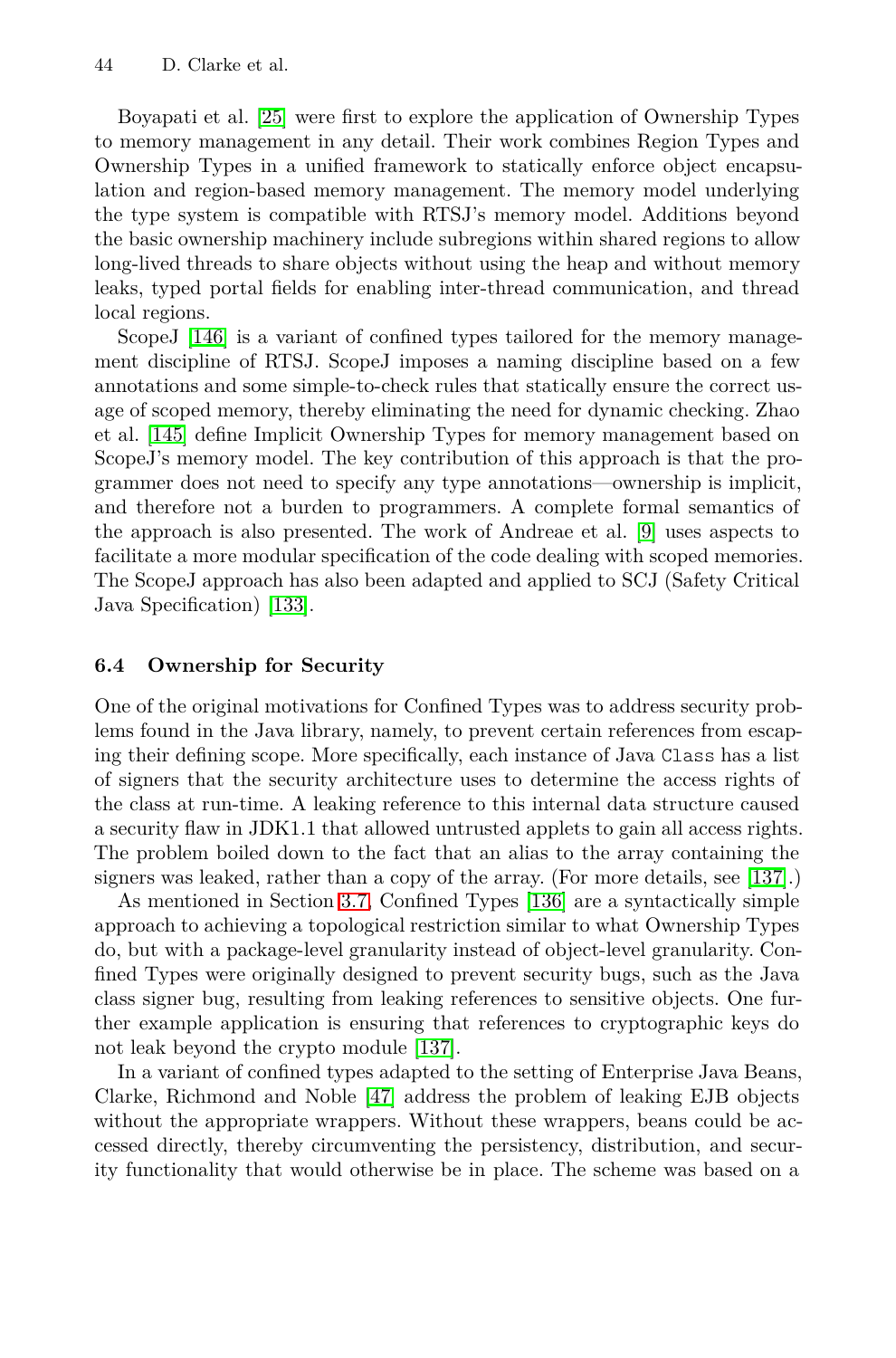Boyapati et al. [25] were first to explore the application of Ownership Types to memory management in any detail. Their work combines Region Types and Ownership Types in a unified framework to statically enforce object encapsulation and region-based memory management. The memory model underlying the type system is compatible with RTSJ's memory model. Additions beyond the basic ownership machinery include subregions within shared regions to allow long-lived threads to share objects without using the heap and without memory leaks, typed portal fields for enabling inter-thread communication, and thread local regions.

ScopeJ [146] is a variant of confined types tailored for the memory management discipline of RTSJ. ScopeJ imposes a naming discipline based on a few annotations and some simple-to-check rules that statically ensure the correct usage of scoped memories, thereby eliminating the need for dynamic checking. Zhao et al. [145] define Implicit Ownership Types for memory management based on ScopeJ's memory model. The key contribution of this approach is that the programmer does not need to specify any type annotations—ownership is implicit, and therefore not a burden to programmers. A complete formal semantics of the approach is also presented. The work of Andreae et al. [9] uses aspects to facilitate a more modular specification of the code dealing with scoped memories. The ScopeJ approach has also been adapted and applied to SCJ (Safety Critical Java Specification) [133].

### 6.4 Ownership for Security

One of the original motivations for Confined Types was to address security problems found in the Java library, namely, to prevent certain references from escaping their defining scope. More specifically, each instance of Java `Class` has a list of signers that the security architecture uses to determine the access rights of the class at run-time. A leaking reference to this internal data structure caused a security flaw in JDK1.1 that allowed untrusted applets to gain all access rights. The problem boiled down to the fact that an alias to the array containing the signers was leaked, rather than a copy of the array. (For more details, see [137].)

As mentioned in Section 3.7, Confined Types [136] are a syntactically simple approach to achieving a topological restriction similar to what Ownership Types do, but with a package-level granularity instead of object-level granularity. Confined Types were originally designed to prevent security bugs, such as the Java class signer bug, resulting from leaking references to sensitive objects. One further example application is ensuring that references to cryptographic keys do not leak beyond the crypto module [137].

In a variant of confined types adapted to the setting of Enterprise Java Beans, Clarke, Richmond and Noble [47] address the problem of leaking EJB objects without the appropriate wrappers. Without these wrappers, beans could be accessed directly, thereby circumventing the persistency, distribution, and security functionality that would otherwise be in place. The scheme was based on a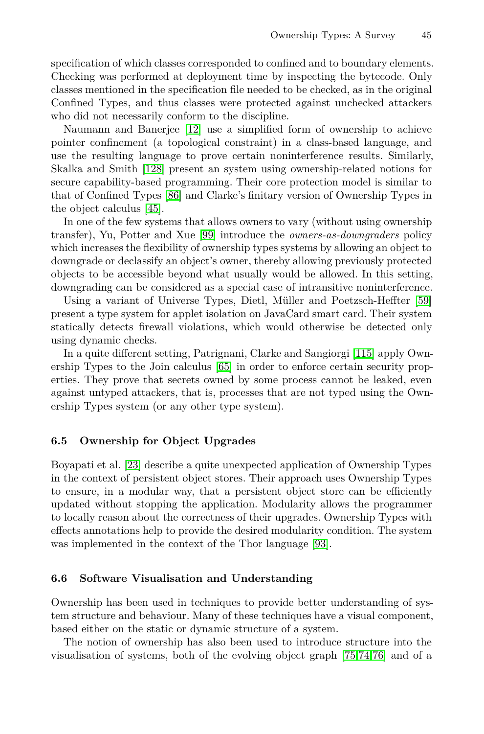specification of which classes corresponded to confined and to boundary elements. Checking was performed at deployment time by inspecting the bytecode. Only classes mentioned in the specification file needed to be checked, as in the original Confined Types, and thus classes were protected against unchecked attackers who did not necessarily conform to the discipline.

Naumann and Banerjee [12] use a simplified form of ownership to achieve pointer confinement (a topological constraint) in a class-based language, and use the resulting language to prove certain noninterference results. Similarly, Skalka and Smith [128] present an system using ownership-related notions for secure capability-based programming. Their core protection model is similar to that of Confined Types [86] and Clarke's finitary version of Ownership Types in the object calculus [45].

In one of the few systems that allows owners to vary (without using ownership transfer), Yu, Potter and Xue [99] introduce the *owners-as-downgraders* policy which increases the flexibility of ownership types systems by allowing an object to downgrade or declassify an object's owner, thereby allowing previously protected objects to be accessible beyond what usually would be allowed. In this setting, downgrading can be considered as a special case of intransitive noninterference.

Using a variant of Universe Types, Dietl, Müller and Poetzsch-Heffter [59] present a type system for applet isolation on JavaCard smart card. Their system statically detects firewall violations, which would otherwise be detected only using dynamic checks.

In a quite different setting, Patrignani, Clarke and Sangiorgi [115] apply Ownership Types to the Join calculus [65] in order to enforce certain security properties. They prove that secrets owned by some process cannot be leaked, even against untyped attackers, that is, processes that are not typed using the Ownership Types system (or any other type system).

### 6.5 Ownership for Object Upgrades

Boyapati et al. [23] describe a quite unexpected application of Ownership Types in the context of persistent object stores. Their approach uses Ownership Types to ensure, in a modular way, that a persistent object store can be efficiently updated without stopping the application. Modularity allows the programmer to locally reason about the correctness of their upgrades. Ownership Types with effects annotations help to provide the desired modularity condition. The system was implemented in the context of the Thor language [93].

### 6.6 Software Visualisation and Understanding

Ownership has been used in techniques to provide better understanding of system structure and behaviour. Many of these techniques have a visual component, based either on the static or dynamic structure of a system.

The notion of ownership has also been used to introduce structure into the visualisation of systems, both of the evolving object graph [75,74,76] and of a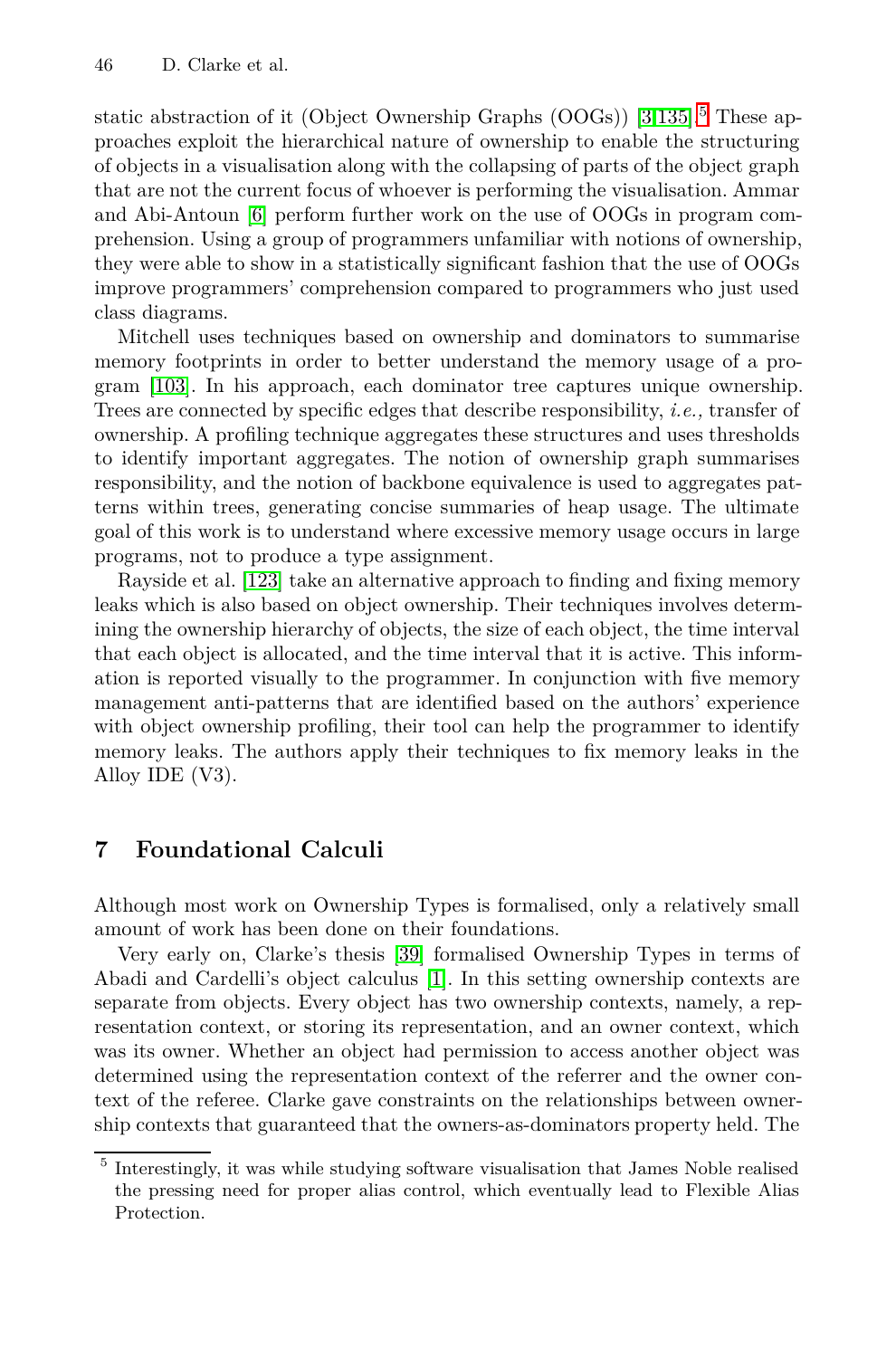static abstraction of it (Object Ownership Graphs (OOGs)) [3,135].[5] These approaches exploit the hierarchical nature of ownership to enable the structuring of objects in a visualisation along with the collapsing of parts of the object graph that are not the current focus of whoever is performing the visualisation. Ammar and Abi-Antoun [6] perform further work on the use of OOGs in program comprehension. Using a group of programmers unfamiliar with notions of ownership, they were able to show in a statistically significant fashion that the use of OOGs improve programmers' comprehension compared to programmers who just used class diagrams.

Mitchell uses techniques based on ownership and dominators to summarise memory footprints in order to better understand the memory usage of a program [103]. In his approach, each dominator tree captures unique ownership. Trees are connected by specific edges that describe responsibility, *i.e.,* transfer of ownership. A profiling technique aggregates these structures and uses thresholds to identify important aggregates. The notion of ownership graph summarises responsibility, and the notion of backbone equivalence is used to aggregates patterns within trees, generating concise summaries of heap usage. The ultimate goal of this work is to understand where excessive memory usage occurs in large programs, not to produce a type assignment.

Rayside et al. [123] take an alternative approach to finding and fixing memory leaks which is also based on object ownership. Their techniques involves determining the ownership hierarchy of objects, the size of each object, the time interval that each object is allocated, and the time interval that it is active. This information is reported visually to the programmer. In conjunction with five memory management anti-patterns that are identified based on the authors' experience with object ownership profiling, their tool can help the programmer to identify memory leaks. The authors apply their techniques to fix memory leaks in the Alloy IDE (V3).

## 7 Foundational Calculi

Although most work on Ownership Types is formalised, only a relatively small amount of work has been done on their foundations.

Very early on, Clarke's thesis [39] formalised Ownership Types in terms of Abadi and Cardelli's object calculus [1]. In this setting ownership contexts are separate from objects. Every object has two ownership contexts, namely, a representation context, or storing its representation, and an owner context, which was its owner. Whether an object had permission to access another object was determined using the representation context of the referrer and the owner context of the referee. Clarke gave constraints on the relationships between ownership contexts that guaranteed that the owners-as-dominators property held. The

[5] Interestingly, it was while studying software visualisation that James Noble realised the pressing need for proper alias control, which eventually lead to Flexible Alias Protection.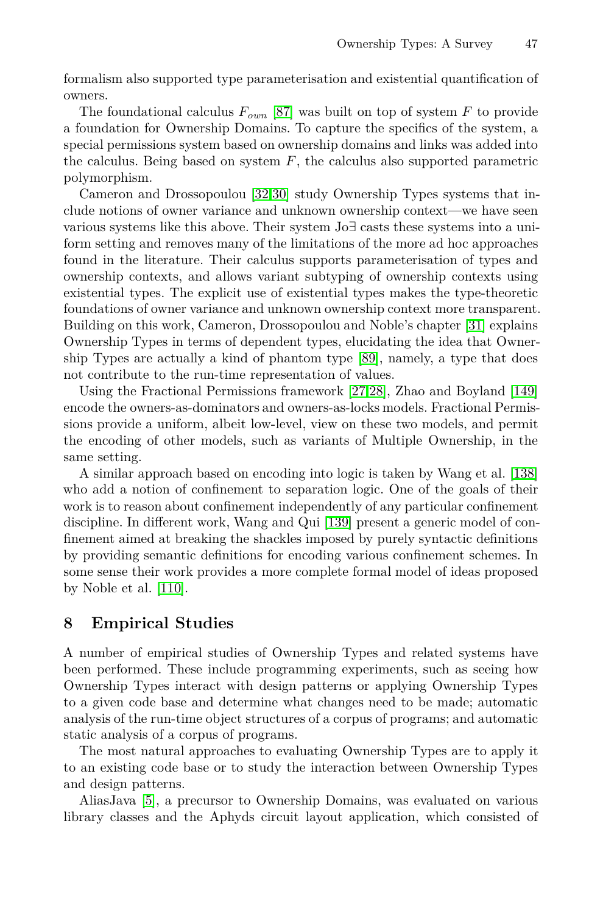formalism also supported type parameterisation and existential quantification of owners.

The foundational calculus $F_{own}$ [87] was built on top of system $F$ to provide a foundation for Ownership Domains. To capture the specifics of the system, a special permissions system based on ownership domains and links was added into the calculus. Being based on system $F$, the calculus also supported parametric polymorphism.

Cameron and Drossopoulou [32,30] study Ownership Types systems that include notions of owner variance and unknown ownership context—we have seen various systems like this above. Their system Jo∃ casts these systems into a uniform setting and removes many of the limitations of the more ad hoc approaches found in the literature. Their calculus supports parameterisation of types and ownership contexts, and allows variant subtyping of ownership contexts using existential types. The explicit use of existential types makes the type-theoretic foundations of owner variance and unknown ownership context more transparent. Building on this work, Cameron, Drossopoulou and Noble's chapter [31] explains Ownership Types in terms of dependent types, elucidating the idea that Ownership Types are actually a kind of phantom type [89], namely, a type that does not contribute to the run-time representation of values.

Using the Fractional Permissions framework [27,28], Zhao and Boyland [149] encode the owners-as-dominators and owners-as-locks models. Fractional Permissions provide a uniform, albeit low-level, view on these two models, and permit the encoding of other models, such as variants of Multiple Ownership, in the same setting.

A similar approach based on encoding into logic is taken by Wang et al. [138] who add a notion of confinement to separation logic. One of the goals of their work is to reason about confinement independently of any particular confinement discipline. In different work, Wang and Qui [139] present a generic model of confinement aimed at breaking the shackles imposed by purely syntactic definitions by providing semantic definitions for encoding various confinement schemes. In some sense their work provides a more complete formal model of ideas proposed by Noble et al. [110].

## 8 Empirical Studies

A number of empirical studies of Ownership Types and related systems have been performed. These include programming experiments, such as seeing how Ownership Types interact with design patterns or applying Ownership Types to a given code base and determine what changes need to be made; automatic analysis of the run-time object structures of a corpus of programs; and automatic static analysis of a corpus of programs.

The most natural approaches to evaluating Ownership Types are to apply it to an existing code base or to study the interaction between Ownership Types and design patterns.

AliasJava [5], a precursor to Ownership Domains, was evaluated on various library classes and the Aphyds circuit layout application, which consisted of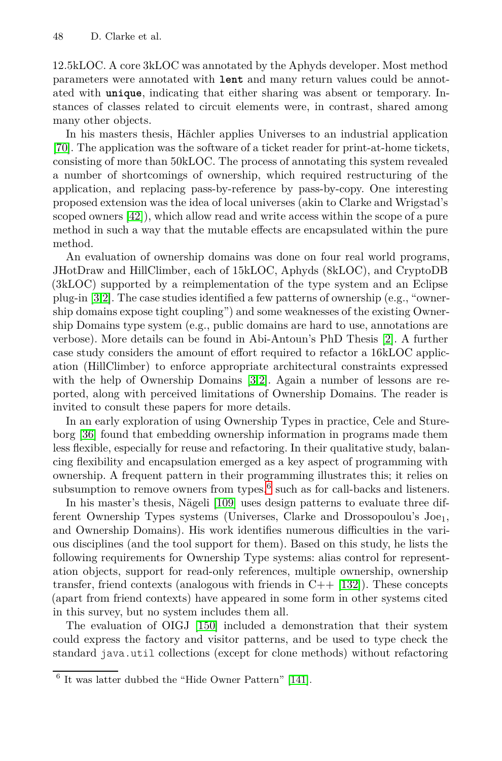12.5kLOC. A core 3kLOC was annotated by the Aphyds developer. Most method parameters were annotated with **lent** and many return values could be annotated with **unique**, indicating that either sharing was absent or temporary. Instances of classes related to circuit elements were, in contrast, shared among many other objects.

In his masters thesis, Hächler applies Universes to an industrial application [70]. The application was the software of a ticket reader for print-at-home tickets, consisting of more than 50kLOC. The process of annotating this system revealed a number of shortcomings of ownership, which required restructuring of the application, and replacing pass-by-reference by pass-by-copy. One interesting proposed extension was the idea of local universes (akin to Clarke and Wrigstad's scoped owners [42]), which allow read and write access within the scope of a pure method in such a way that the mutable effects are encapsulated within the pure method.

An evaluation of ownership domains was done on four real world programs, JHotDraw and HillClimber, each of 15kLOC, Aphyds (8kLOC), and CryptoDB (3kLOC) supported by a reimplementation of the type system and an Eclipse plug-in [3,2]. The case studies identified a few patterns of ownership (e.g., "ownership domains expose tight coupling") and some weaknesses of the existing Ownership Domains type system (e.g., public domains are hard to use, annotations are verbose). More details can be found in Abi-Antoun's PhD Thesis [2]. A further case study considers the amount of effort required to refactor a 16kLOC application (HillClimber) to enforce appropriate architectural constraints expressed with the help of Ownership Domains [3,2]. Again a number of lessons are reported, along with perceived limitations of Ownership Domains. The reader is invited to consult these papers for more details.

In an early exploration of using Ownership Types in practice, Cele and Stureborg [36] found that embedding ownership information in programs made them less flexible, especially for reuse and refactoring. In their qualitative study, balancing flexibility and encapsulation emerged as a key aspect of programming with ownership. A frequent pattern in their programming illustrates this; it relies on subsumption to remove owners from types,[6] such as for call-backs and listeners.

In his master's thesis, Nägeli [109] uses design patterns to evaluate three different Ownership Types systems (Universes, Clarke and Drossopoulou's $\text{Joe}_1$, and Ownership Domains). His work identifies numerous difficulties in the various disciplines (and the tool support for them). Based on this study, he lists the following requirements for Ownership Type systems: alias control for representation objects, support for read-only references, multiple ownership, ownership transfer, friend contexts (analogous with friends in C++ [132]). These concepts (apart from friend contexts) have appeared in some form in other systems cited in this survey, but no system includes them all.

The evaluation of OIGJ [150] included a demonstration that their system could express the factory and visitor patterns, and be used to type check the standard `java.util` collections (except for clone methods) without refactoring

[6] It was latter dubbed the "Hide Owner Pattern" [141].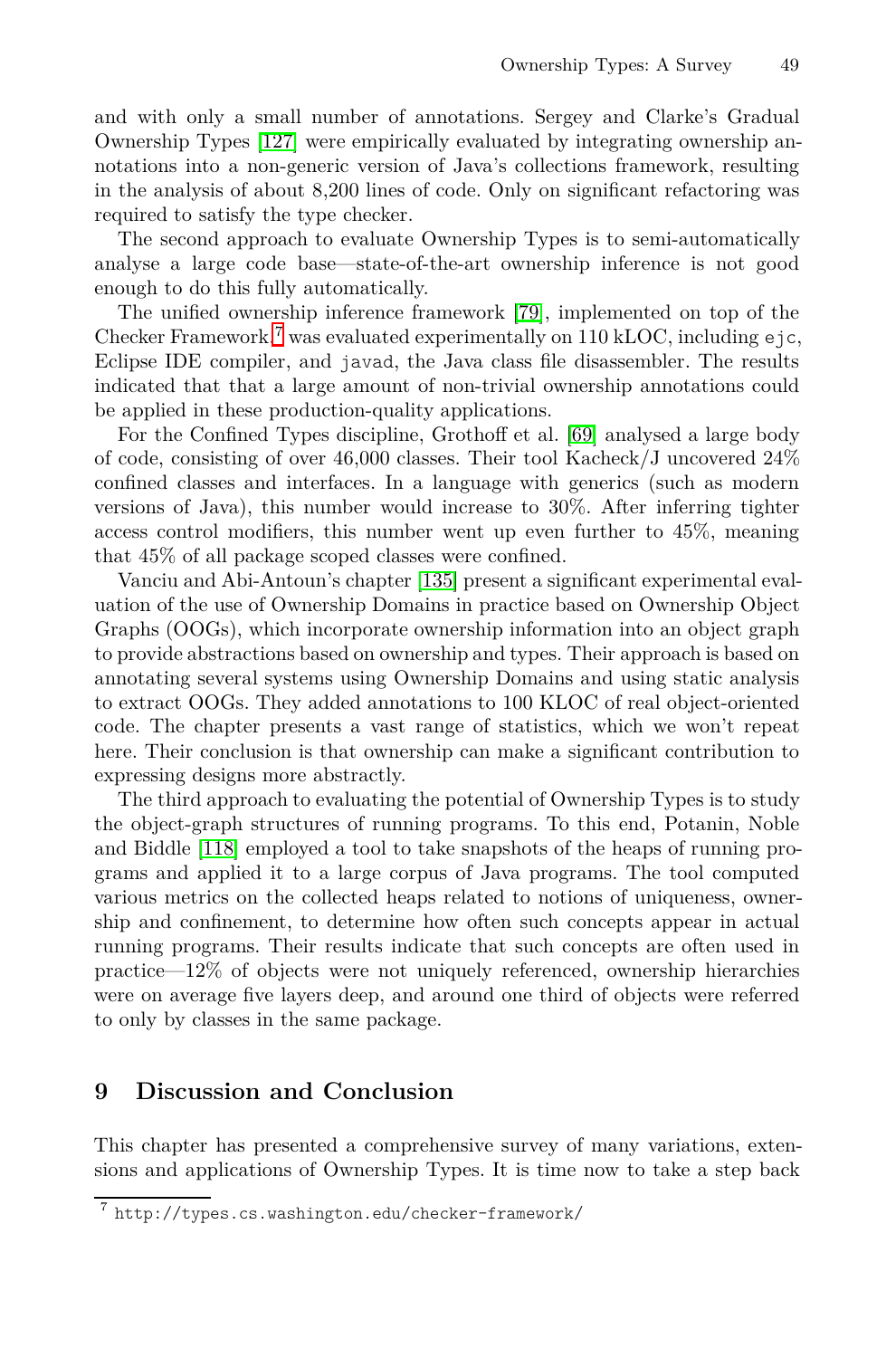and with only a small number of annotations. Sergey and Clarke's Gradual Ownership Types [127] were empirically evaluated by integrating ownership annotations into a non-generic version of Java's collections framework, resulting in the analysis of about 8,200 lines of code. Only on significant refactoring was required to satisfy the type checker.

The second approach to evaluate Ownership Types is to semi-automatically analyse a large code base—state-of-the-art ownership inference is not good enough to do this fully automatically.

The unified ownership inference framework [79], implemented on top of the Checker Framework,[7] was evaluated experimentally on 110 kLOC, including `ejc`, Eclipse IDE compiler, and `javad`, the Java class file disassembler. The results indicated that that a large amount of non-trivial ownership annotations could be applied in these production-quality applications.

For the Confined Types discipline, Grothoff et al. [69] analysed a large body of code, consisting of over 46,000 classes. Their tool Kacheck/J uncovered 24% confined classes and interfaces. In a language with generics (such as modern versions of Java), this number would increase to 30%. After inferring tighter access control modifiers, this number went up even further to 45%, meaning that 45% of all package scoped classes were confined.

Vanciu and Abi-Antoun's chapter [135] present a significant experimental evaluation of the use of Ownership Domains in practice based on Ownership Object Graphs (OOGs), which incorporate ownership information into an object graph to provide abstractions based on ownership and types. Their approach is based on annotating several systems using Ownership Domains and using static analysis to extract OOGs. They added annotations to 100 KLOC of real object-oriented code. The chapter presents a vast range of statistics, which we won't repeat here. Their conclusion is that ownership can make a significant contribution to expressing designs more abstractly.

The third approach to evaluating the potential of Ownership Types is to study the object-graph structures of running programs. To this end, Potanin, Noble and Biddle [118] employed a tool to take snapshots of the heaps of running programs and applied it to a large corpus of Java programs. The tool computed various metrics on the collected heaps related to notions of uniqueness, ownership and confinement, to determine how often such concepts appear in actual running programs. Their results indicate that such concepts are often used in practice—12% of objects were not uniquely referenced, ownership hierarchies were on average five layers deep, and around one third of objects were referred to only by classes in the same package.

## 9 Discussion and Conclusion

This chapter has presented a comprehensive survey of many variations, extensions and applications of Ownership Types. It is time now to take a step back

[7] `http://types.cs.washington.edu/checker-framework/`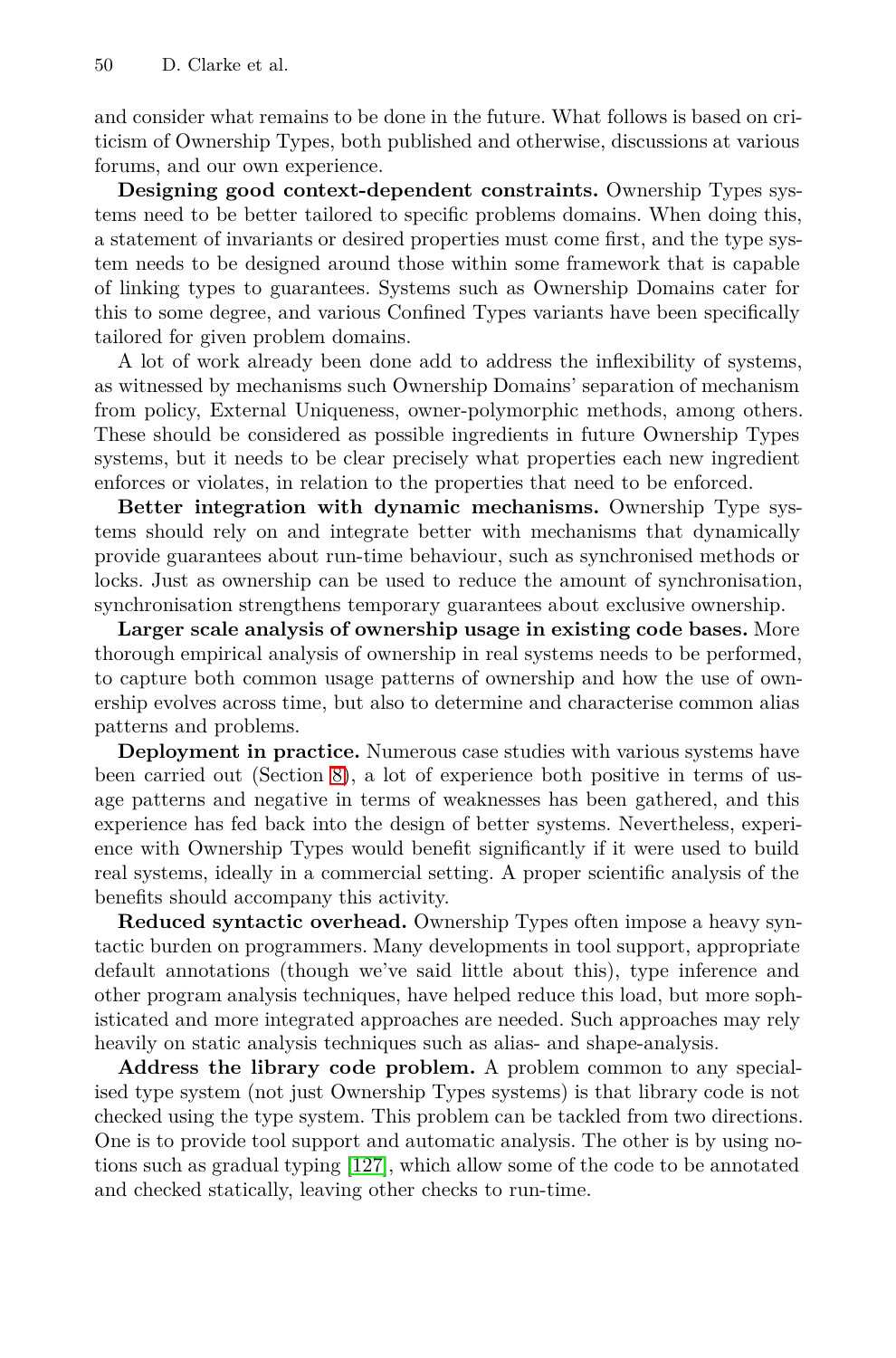and consider what remains to be done in the future. What follows is based on criticism of Ownership Types, both published and otherwise, discussions at various forums, and our own experience.

**Designing good context-dependent constraints.** Ownership Types systems need to be better tailored to specific problems domains. When doing this, a statement of invariants or desired properties must come first, and the type system needs to be designed around those within some framework that is capable of linking types to guarantees. Systems such as Ownership Domains cater for this to some degree, and various Confined Types variants have been specifically tailored for given problem domains.

A lot of work already been done add to address the inflexibility of systems, as witnessed by mechanisms such Ownership Domains' separation of mechanism from policy, External Uniqueness, owner-polymorphic methods, among others. These should be considered as possible ingredients in future Ownership Types systems, but it needs to be clear precisely what properties each new ingredient enforces or violates, in relation to the properties that need to be enforced.

**Better integration with dynamic mechanisms.** Ownership Type systems should rely on and integrate better with mechanisms that dynamically provide guarantees about run-time behaviour, such as synchronised methods or locks. Just as ownership can be used to reduce the amount of synchronisation, synchronisation strengthens temporary guarantees about exclusive ownership.

**Larger scale analysis of ownership usage in existing code bases.** More thorough empirical analysis of ownership in real systems needs to be performed, to capture both common usage patterns of ownership and how the use of ownership evolves across time, but also to determine and characterise common alias patterns and problems.

**Deployment in practice.** Numerous case studies with various systems have been carried out (Section 8), a lot of experience both positive in terms of usage patterns and negative in terms of weaknesses has been gathered, and this experience has fed back into the design of better systems. Nevertheless, experience with Ownership Types would benefit significantly if it were used to build real systems, ideally in a commercial setting. A proper scientific analysis of the benefits should accompany this activity.

**Reduced syntactic overhead.** Ownership Types often impose a heavy syntactic burden on programmers. Many developments in tool support, appropriate default annotations (though we've said little about this), type inference and other program analysis techniques, have helped reduce this load, but more sophisticated and more integrated approaches are needed. Such approaches may rely heavily on static analysis techniques such as alias- and shape-analysis.

**Address the library code problem.** A problem common to any specialised type system (not just Ownership Types systems) is that library code is not checked using the type system. This problem can be tackled from two directions. One is to provide tool support and automatic analysis. The other is by using notions such as gradual typing [127], which allow some of the code to be annotated and checked statically, leaving other checks to run-time.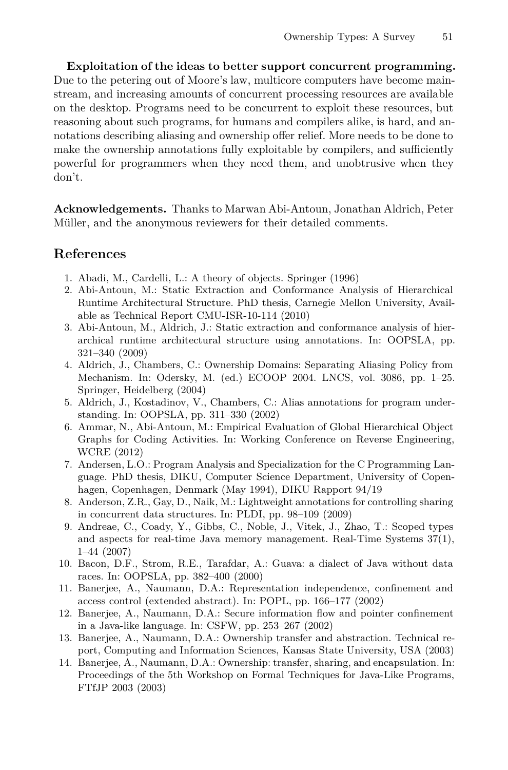**Exploitation of the ideas to better support concurrent programming.** Due to the petering out of Moore's law, multicore computers have become mainstream, and increasing amounts of concurrent processing resources are available on the desktop. Programs need to be concurrent to exploit these resources, but reasoning about such programs, for humans and compilers alike, is hard, and annotations describing aliasing and ownership offer relief. More needs to be done to make the ownership annotations fully exploitable by compilers, and sufficiently powerful for programmers when they need them, and unobtrusive when they don't.

**Acknowledgements.** Thanks to Marwan Abi-Antoun, Jonathan Aldrich, Peter Müller, and the anonymous reviewers for their detailed comments.

## References

1. Abadi, M., Cardelli, L.: A theory of objects. Springer (1996)
2. Abi-Antoun, M.: Static Extraction and Conformance Analysis of Hierarchical Runtime Architectural Structure. PhD thesis, Carnegie Mellon University, Available as Technical Report CMU-ISR-10-114 (2010)
3. Abi-Antoun, M., Aldrich, J.: Static extraction and conformance analysis of hierarchical runtime architectural structure using annotations. In: OOPSLA, pp. 321–340 (2009)
4. Aldrich, J., Chambers, C.: Ownership Domains: Separating Aliasing Policy from Mechanism. In: Odersky, M. (ed.) ECOOP 2004. LNCS, vol. 3086, pp. 1–25. Springer, Heidelberg (2004)
5. Aldrich, J., Kostadinov, V., Chambers, C.: Alias annotations for program understanding. In: OOPSLA, pp. 311–330 (2002)
6. Ammar, N., Abi-Antoun, M.: Empirical Evaluation of Global Hierarchical Object Graphs for Coding Activities. In: Working Conference on Reverse Engineering, WCRE (2012)
7. Andersen, L.O.: Program Analysis and Specialization for the C Programming Language. PhD thesis, DIKU, Computer Science Department, University of Copenhagen, Copenhagen, Denmark (May 1994), DIKU Rapport 94/19
8. Anderson, Z.R., Gay, D., Naik, M.: Lightweight annotations for controlling sharing in concurrent data structures. In: PLDI, pp. 98–109 (2009)
9. Andreae, C., Coady, Y., Gibbs, C., Noble, J., Vitek, J., Zhao, T.: Scoped types and aspects for real-time Java memory management. Real-Time Systems 37(1), 1–44 (2007)
10. Bacon, D.F., Strom, R.E., Tarafdar, A.: Guava: a dialect of Java without data races. In: OOPSLA, pp. 382–400 (2000)
11. Banerjee, A., Naumann, D.A.: Representation independence, confinement and access control (extended abstract). In: POPL, pp. 166–177 (2002)
12. Banerjee, A., Naumann, D.A.: Secure information flow and pointer confinement in a Java-like language. In: CSFW, pp. 253–267 (2002)
13. Banerjee, A., Naumann, D.A.: Ownership transfer and abstraction. Technical report, Computing and Information Sciences, Kansas State University, USA (2003)
14. Banerjee, A., Naumann, D.A.: Ownership: transfer, sharing, and encapsulation. In: Proceedings of the 5th Workshop on Formal Techniques for Java-Like Programs, FTfJP 2003 (2003)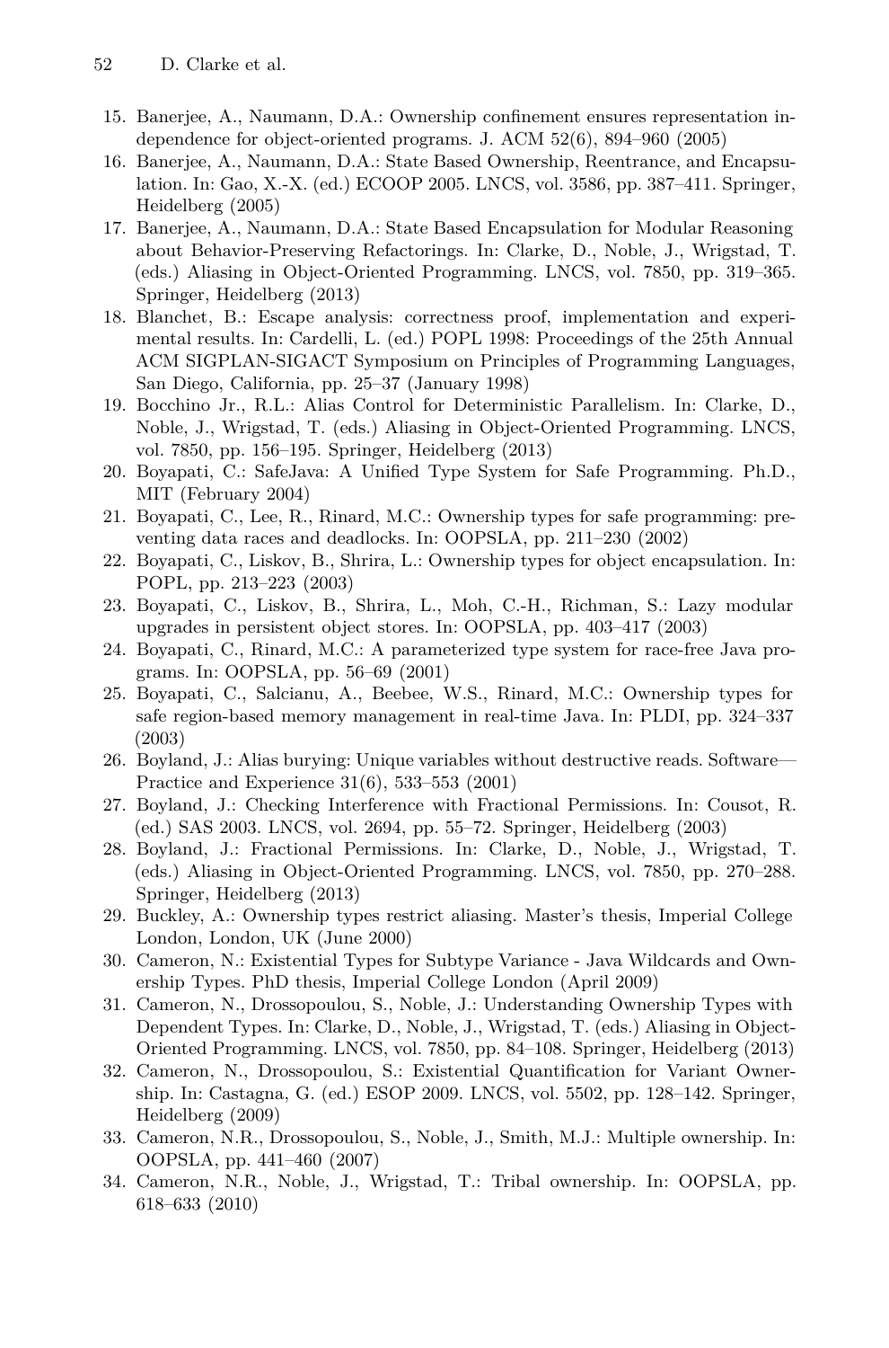15. Banerjee, A., Naumann, D.A.: Ownership confinement ensures representation independence for object-oriented programs. J. ACM 52(6), 894–960 (2005)
16. Banerjee, A., Naumann, D.A.: State Based Ownership, Reentrance, and Encapsulation. In: Gao, X.-X. (ed.) ECOOP 2005. LNCS, vol. 3586, pp. 387–411. Springer, Heidelberg (2005)
17. Banerjee, A., Naumann, D.A.: State Based Encapsulation for Modular Reasoning about Behavior-Preserving Refactorings. In: Clarke, D., Noble, J., Wrigstad, T. (eds.) Aliasing in Object-Oriented Programming. LNCS, vol. 7850, pp. 319–365. Springer, Heidelberg (2013)
18. Blanchet, B.: Escape analysis: correctness proof, implementation and experimental results. In: Cardelli, L. (ed.) POPL 1998: Proceedings of the 25th Annual ACM SIGPLAN-SIGACT Symposium on Principles of Programming Languages, San Diego, California, pp. 25–37 (January 1998)
19. Bocchino Jr., R.L.: Alias Control for Deterministic Parallelism. In: Clarke, D., Noble, J., Wrigstad, T. (eds.) Aliasing in Object-Oriented Programming. LNCS, vol. 7850, pp. 156–195. Springer, Heidelberg (2013)
20. Boyapati, C.: SafeJava: A Unified Type System for Safe Programming. Ph.D., MIT (February 2004)
21. Boyapati, C., Lee, R., Rinard, M.C.: Ownership types for safe programming: preventing data races and deadlocks. In: OOPSLA, pp. 211–230 (2002)
22. Boyapati, C., Liskov, B., Shrira, L.: Ownership types for object encapsulation. In: POPL, pp. 213–223 (2003)
23. Boyapati, C., Liskov, B., Shrira, L., Moh, C.-H., Richman, S.: Lazy modular upgrades in persistent object stores. In: OOPSLA, pp. 403–417 (2003)
24. Boyapati, C., Rinard, M.C.: A parameterized type system for race-free Java programs. In: OOPSLA, pp. 56–69 (2001)
25. Boyapati, C., Salcianu, A., Beebee, W.S., Rinard, M.C.: Ownership types for safe region-based memory management in real-time Java. In: PLDI, pp. 324–337 (2003)
26. Boyland, J.: Alias burying: Unique variables without destructive reads. Software—Practice and Experience 31(6), 533–553 (2001)
27. Boyland, J.: Checking Interference with Fractional Permissions. In: Cousot, R. (ed.) SAS 2003. LNCS, vol. 2694, pp. 55–72. Springer, Heidelberg (2003)
28. Boyland, J.: Fractional Permissions. In: Clarke, D., Noble, J., Wrigstad, T. (eds.) Aliasing in Object-Oriented Programming. LNCS, vol. 7850, pp. 270–288. Springer, Heidelberg (2013)
29. Buckley, A.: Ownership types restrict aliasing. Master's thesis, Imperial College London, London, UK (June 2000)
30. Cameron, N.: Existential Types for Subtype Variance - Java Wildcards and Ownership Types. PhD thesis, Imperial College London (April 2009)
31. Cameron, N., Drossopoulou, S., Noble, J.: Understanding Ownership Types with Dependent Types. In: Clarke, D., Noble, J., Wrigstad, T. (eds.) Aliasing in Object-Oriented Programming. LNCS, vol. 7850, pp. 84–108. Springer, Heidelberg (2013)
32. Cameron, N., Drossopoulou, S.: Existential Quantification for Variant Ownership. In: Castagna, G. (ed.) ESOP 2009. LNCS, vol. 5502, pp. 128–142. Springer, Heidelberg (2009)
33. Cameron, N.R., Drossopoulou, S., Noble, J., Smith, M.J.: Multiple ownership. In: OOPSLA, pp. 441–460 (2007)
34. Cameron, N.R., Noble, J., Wrigstad, T.: Tribal ownership. In: OOPSLA, pp. 618–633 (2010)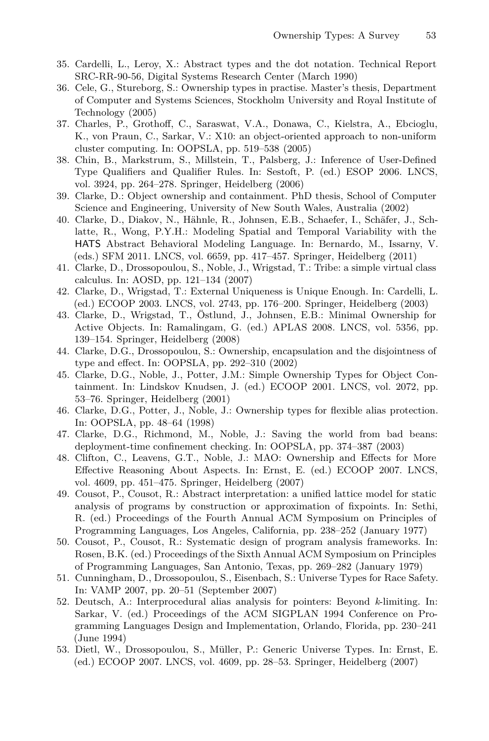35. Cardelli, L., Leroy, X.: Abstract types and the dot notation. Technical Report SRC-RR-90-56, Digital Systems Research Center (March 1990)
36. Cele, G., Stureborg, S.: Ownership types in practise. Master's thesis, Department of Computer and Systems Sciences, Stockholm University and Royal Institute of Technology (2005)
37. Charles, P., Grothoff, C., Saraswat, V.A., Donawa, C., Kielstra, A., Ebcioglu, K., von Praun, C., Sarkar, V.: X10: an object-oriented approach to non-uniform cluster computing. In: OOPSLA, pp. 519–538 (2005)
38. Chin, B., Markstrum, S., Millstein, T., Palsberg, J.: Inference of User-Defined Type Qualifiers and Qualifier Rules. In: Sestoft, P. (ed.) ESOP 2006. LNCS, vol. 3924, pp. 264–278. Springer, Heidelberg (2006)
39. Clarke, D.: Object ownership and containment. PhD thesis, School of Computer Science and Engineering, University of New South Wales, Australia (2002)
40. Clarke, D., Diakov, N., Hähnle, R., Johnsen, E.B., Schaefer, I., Schäfer, J., Schlatte, R., Wong, P.Y.H.: Modeling Spatial and Temporal Variability with the HATS Abstract Behavioral Modeling Language. In: Bernardo, M., Issarny, V. (eds.) SFM 2011. LNCS, vol. 6659, pp. 417–457. Springer, Heidelberg (2011)
41. Clarke, D., Drossopoulou, S., Noble, J., Wrigstad, T.: Tribe: a simple virtual class calculus. In: AOSD, pp. 121–134 (2007)
42. Clarke, D., Wrigstad, T.: External Uniqueness is Unique Enough. In: Cardelli, L. (ed.) ECOOP 2003. LNCS, vol. 2743, pp. 176–200. Springer, Heidelberg (2003)
43. Clarke, D., Wrigstad, T., Östlund, J., Johnsen, E.B.: Minimal Ownership for Active Objects. In: Ramalingam, G. (ed.) APLAS 2008. LNCS, vol. 5356, pp. 139–154. Springer, Heidelberg (2008)
44. Clarke, D.G., Drossopoulou, S.: Ownership, encapsulation and the disjointness of type and effect. In: OOPSLA, pp. 292–310 (2002)
45. Clarke, D.G., Noble, J., Potter, J.M.: Simple Ownership Types for Object Containment. In: Lindskov Knudsen, J. (ed.) ECOOP 2001. LNCS, vol. 2072, pp. 53–76. Springer, Heidelberg (2001)
46. Clarke, D.G., Potter, J., Noble, J.: Ownership types for flexible alias protection. In: OOPSLA, pp. 48–64 (1998)
47. Clarke, D.G., Richmond, M., Noble, J.: Saving the world from bad beans: deployment-time confinement checking. In: OOPSLA, pp. 374–387 (2003)
48. Clifton, C., Leavens, G.T., Noble, J.: MAO: Ownership and Effects for More Effective Reasoning About Aspects. In: Ernst, E. (ed.) ECOOP 2007. LNCS, vol. 4609, pp. 451–475. Springer, Heidelberg (2007)
49. Cousot, P., Cousot, R.: Abstract interpretation: a unified lattice model for static analysis of programs by construction or approximation of fixpoints. In: Sethi, R. (ed.) Proceedings of the Fourth Annual ACM Symposium on Principles of Programming Languages, Los Angeles, California, pp. 238–252 (January 1977)
50. Cousot, P., Cousot, R.: Systematic design of program analysis frameworks. In: Rosen, B.K. (ed.) Proceedings of the Sixth Annual ACM Symposium on Principles of Programming Languages, San Antonio, Texas, pp. 269–282 (January 1979)
51. Cunningham, D., Drossopoulou, S., Eisenbach, S.: Universe Types for Race Safety. In: VAMP 2007, pp. 20–51 (September 2007)
52. Deutsch, A.: Interprocedural alias analysis for pointers: Beyond $k$-limiting. In: Sarkar, V. (ed.) Proceedings of the ACM SIGPLAN 1994 Conference on Programming Languages Design and Implementation, Orlando, Florida, pp. 230–241 (June 1994)
53. Dietl, W., Drossopoulou, S., Müller, P.: Generic Universe Types. In: Ernst, E. (ed.) ECOOP 2007. LNCS, vol. 4609, pp. 28–53. Springer, Heidelberg (2007)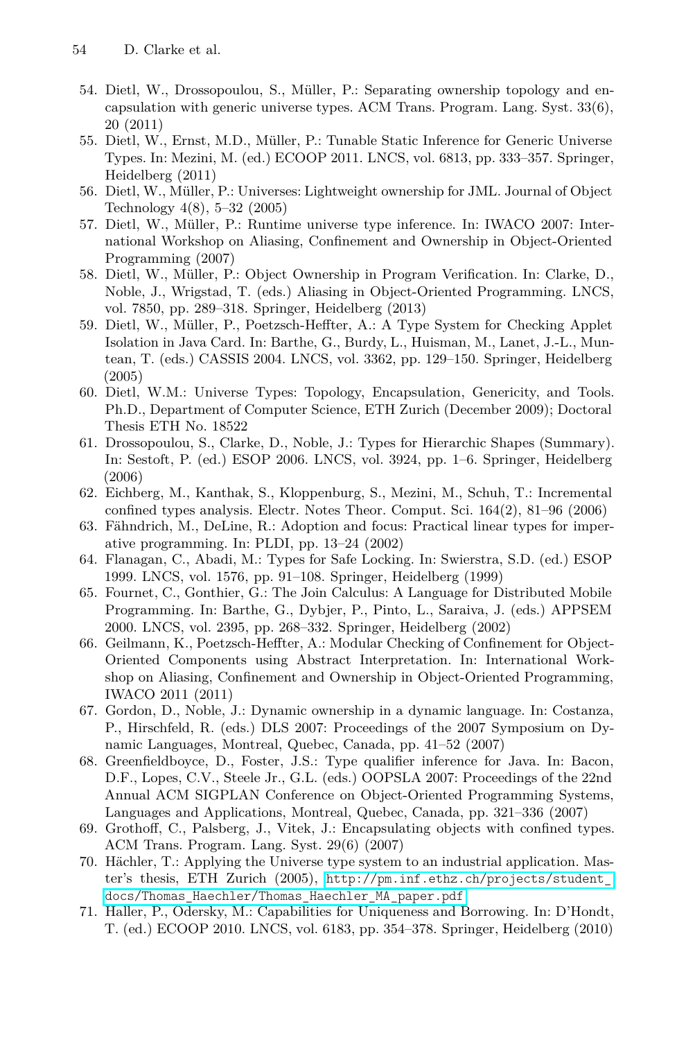54. Dietl, W., Drossopoulou, S., Müller, P.: Separating ownership topology and encapsulation with generic universe types. ACM Trans. Program. Lang. Syst. 33(6), 20 (2011)
55. Dietl, W., Ernst, M.D., Müller, P.: Tunable Static Inference for Generic Universe Types. In: Mezini, M. (ed.) ECOOP 2011. LNCS, vol. 6813, pp. 333–357. Springer, Heidelberg (2011)
56. Dietl, W., Müller, P.: Universes: Lightweight ownership for JML. Journal of Object Technology 4(8), 5–32 (2005)
57. Dietl, W., Müller, P.: Runtime universe type inference. In: IWACO 2007: International Workshop on Aliasing, Confinement and Ownership in Object-Oriented Programming (2007)
58. Dietl, W., Müller, P.: Object Ownership in Program Verification. In: Clarke, D., Noble, J., Wrigstad, T. (eds.) Aliasing in Object-Oriented Programming. LNCS, vol. 7850, pp. 289–318. Springer, Heidelberg (2013)
59. Dietl, W., Müller, P., Poetzsch-Heffter, A.: A Type System for Checking Applet Isolation in Java Card. In: Barthe, G., Burdy, L., Huisman, M., Lanet, J.-L., Muntean, T. (eds.) CASSIS 2004. LNCS, vol. 3362, pp. 129–150. Springer, Heidelberg (2005)
60. Dietl, W.M.: Universe Types: Topology, Encapsulation, Genericity, and Tools. Ph.D., Department of Computer Science, ETH Zurich (December 2009); Doctoral Thesis ETH No. 18522
61. Drossopoulou, S., Clarke, D., Noble, J.: Types for Hierarchic Shapes (Summary). In: Sestoft, P. (ed.) ESOP 2006. LNCS, vol. 3924, pp. 1–6. Springer, Heidelberg (2006)
62. Eichberg, M., Kanthak, S., Kloppenburg, S., Mezini, M., Schuh, T.: Incremental confined types analysis. Electr. Notes Theor. Comput. Sci. 164(2), 81–96 (2006)
63. Fähndrich, M., DeLine, R.: Adoption and focus: Practical linear types for imperative programming. In: PLDI, pp. 13–24 (2002)
64. Flanagan, C., Abadi, M.: Types for Safe Locking. In: Swierstra, S.D. (ed.) ESOP 1999. LNCS, vol. 1576, pp. 91–108. Springer, Heidelberg (1999)
65. Fournet, C., Gonthier, G.: The Join Calculus: A Language for Distributed Mobile Programming. In: Barthe, G., Dybjer, P., Pinto, L., Saraiva, J. (eds.) APPSEM 2000. LNCS, vol. 2395, pp. 268–332. Springer, Heidelberg (2002)
66. Geilmann, K., Poetzsch-Heffter, A.: Modular Checking of Confinement for Object-Oriented Components using Abstract Interpretation. In: International Workshop on Aliasing, Confinement and Ownership in Object-Oriented Programming, IWACO 2011 (2011)
67. Gordon, D., Noble, J.: Dynamic ownership in a dynamic language. In: Costanza, P., Hirschfeld, R. (eds.) DLS 2007: Proceedings of the 2007 Symposium on Dynamic Languages, Montreal, Quebec, Canada, pp. 41–52 (2007)
68. Greenfieldboyce, D., Foster, J.S.: Type qualifier inference for Java. In: Bacon, D.F., Lopes, C.V., Steele Jr., G.L. (eds.) OOPSLA 2007: Proceedings of the 22nd Annual ACM SIGPLAN Conference on Object-Oriented Programming Systems, Languages and Applications, Montreal, Quebec, Canada, pp. 321–336 (2007)
69. Grothoff, C., Palsberg, J., Vitek, J.: Encapsulating objects with confined types. ACM Trans. Program. Lang. Syst. 29(6) (2007)
70. Hächler, T.: Applying the Universe type system to an industrial application. Master's thesis, ETH Zurich (2005), http://pm.inf.ethz.ch/projects/student_docs/Thomas_Haechler/Thomas_Haechler_MA_paper.pdf
71. Haller, P., Odersky, M.: Capabilities for Uniqueness and Borrowing. In: D'Hondt, T. (ed.) ECOOP 2010. LNCS, vol. 6183, pp. 354–378. Springer, Heidelberg (2010)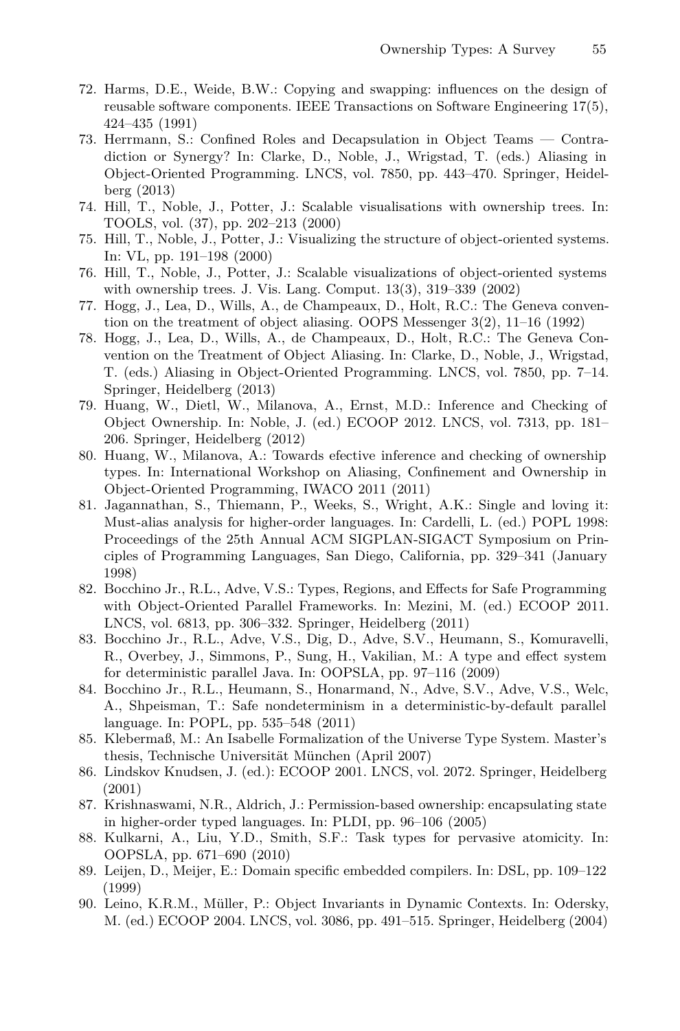72. Harms, D.E., Weide, B.W.: Copying and swapping: influences on the design of reusable software components. IEEE Transactions on Software Engineering 17(5), 424–435 (1991)
73. Herrmann, S.: Confined Roles and Decapsulation in Object Teams — Contradiction or Synergy? In: Clarke, D., Noble, J., Wrigstad, T. (eds.) Aliasing in Object-Oriented Programming. LNCS, vol. 7850, pp. 443–470. Springer, Heidelberg (2013)
74. Hill, T., Noble, J., Potter, J.: Scalable visualisations with ownership trees. In: TOOLS, vol. (37), pp. 202–213 (2000)
75. Hill, T., Noble, J., Potter, J.: Visualizing the structure of object-oriented systems. In: VL, pp. 191–198 (2000)
76. Hill, T., Noble, J., Potter, J.: Scalable visualizations of object-oriented systems with ownership trees. J. Vis. Lang. Comput. 13(3), 319–339 (2002)
77. Hogg, J., Lea, D., Wills, A., de Champeaux, D., Holt, R.C.: The Geneva convention on the treatment of object aliasing. OOPS Messenger 3(2), 11–16 (1992)
78. Hogg, J., Lea, D., Wills, A., de Champeaux, D., Holt, R.C.: The Geneva Convention on the Treatment of Object Aliasing. In: Clarke, D., Noble, J., Wrigstad, T. (eds.) Aliasing in Object-Oriented Programming. LNCS, vol. 7850, pp. 7–14. Springer, Heidelberg (2013)
79. Huang, W., Dietl, W., Milanova, A., Ernst, M.D.: Inference and Checking of Object Ownership. In: Noble, J. (ed.) ECOOP 2012. LNCS, vol. 7313, pp. 181–206. Springer, Heidelberg (2012)
80. Huang, W., Milanova, A.: Towards efective inference and checking of ownership types. In: International Workshop on Aliasing, Confinement and Ownership in Object-Oriented Programming, IWACO 2011 (2011)
81. Jagannathan, S., Thiemann, P., Weeks, S., Wright, A.K.: Single and loving it: Must-alias analysis for higher-order languages. In: Cardelli, L. (ed.) POPL 1998: Proceedings of the 25th Annual ACM SIGPLAN-SIGACT Symposium on Principles of Programming Languages, San Diego, California, pp. 329–341 (January 1998)
82. Bocchino Jr., R.L., Adve, V.S.: Types, Regions, and Effects for Safe Programming with Object-Oriented Parallel Frameworks. In: Mezini, M. (ed.) ECOOP 2011. LNCS, vol. 6813, pp. 306–332. Springer, Heidelberg (2011)
83. Bocchino Jr., R.L., Adve, V.S., Dig, D., Adve, S.V., Heumann, S., Komuravelli, R., Overbey, J., Simmons, P., Sung, H., Vakilian, M.: A type and effect system for deterministic parallel Java. In: OOPSLA, pp. 97–116 (2009)
84. Bocchino Jr., R.L., Heumann, S., Honarmand, N., Adve, S.V., Adve, V.S., Welc, A., Shpeisman, T.: Safe nondeterminism in a deterministic-by-default parallel language. In: POPL, pp. 535–548 (2011)
85. Klebermaß, M.: An Isabelle Formalization of the Universe Type System. Master's thesis, Technische Universität München (April 2007)
86. Lindskov Knudsen, J. (ed.): ECOOP 2001. LNCS, vol. 2072. Springer, Heidelberg (2001)
87. Krishnaswami, N.R., Aldrich, J.: Permission-based ownership: encapsulating state in higher-order typed languages. In: PLDI, pp. 96–106 (2005)
88. Kulkarni, A., Liu, Y.D., Smith, S.F.: Task types for pervasive atomicity. In: OOPSLA, pp. 671–690 (2010)
89. Leijen, D., Meijer, E.: Domain specific embedded compilers. In: DSL, pp. 109–122 (1999)
90. Leino, K.R.M., Müller, P.: Object Invariants in Dynamic Contexts. In: Odersky, M. (ed.) ECOOP 2004. LNCS, vol. 3086, pp. 491–515. Springer, Heidelberg (2004)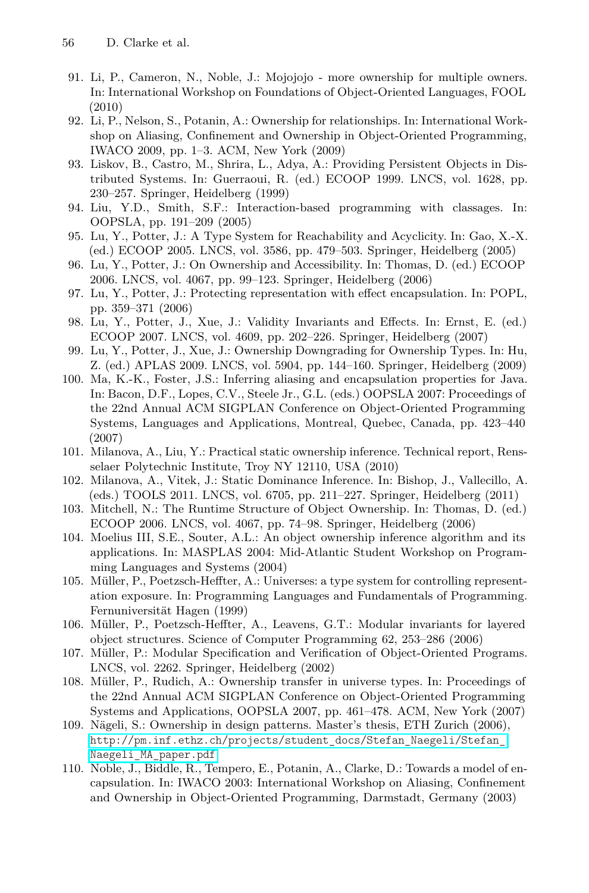91. Li, P., Cameron, N., Noble, J.: Mojojojo - more ownership for multiple owners. In: International Workshop on Foundations of Object-Oriented Languages, FOOL (2010)
92. Li, P., Nelson, S., Potanin, A.: Ownership for relationships. In: International Workshop on Aliasing, Confinement and Ownership in Object-Oriented Programming, IWACO 2009, pp. 1–3. ACM, New York (2009)
93. Liskov, B., Castro, M., Shrira, L., Adya, A.: Providing Persistent Objects in Distributed Systems. In: Guerraoui, R. (ed.) ECOOP 1999. LNCS, vol. 1628, pp. 230–257. Springer, Heidelberg (1999)
94. Liu, Y.D., Smith, S.F.: Interaction-based programming with classages. In: OOPSLA, pp. 191–209 (2005)
95. Lu, Y., Potter, J.: A Type System for Reachability and Acyclicity. In: Gao, X.-X. (ed.) ECOOP 2005. LNCS, vol. 3586, pp. 479–503. Springer, Heidelberg (2005)
96. Lu, Y., Potter, J.: On Ownership and Accessibility. In: Thomas, D. (ed.) ECOOP 2006. LNCS, vol. 4067, pp. 99–123. Springer, Heidelberg (2006)
97. Lu, Y., Potter, J.: Protecting representation with effect encapsulation. In: POPL, pp. 359–371 (2006)
98. Lu, Y., Potter, J., Xue, J.: Validity Invariants and Effects. In: Ernst, E. (ed.) ECOOP 2007. LNCS, vol. 4609, pp. 202–226. Springer, Heidelberg (2007)
99. Lu, Y., Potter, J., Xue, J.: Ownership Downgrading for Ownership Types. In: Hu, Z. (ed.) APLAS 2009. LNCS, vol. 5904, pp. 144–160. Springer, Heidelberg (2009)
100. Ma, K.-K., Foster, J.S.: Inferring aliasing and encapsulation properties for Java. In: Bacon, D.F., Lopes, C.V., Steele Jr., G.L. (eds.) OOPSLA 2007: Proceedings of the 22nd Annual ACM SIGPLAN Conference on Object-Oriented Programming Systems, Languages and Applications, Montreal, Quebec, Canada, pp. 423–440 (2007)
101. Milanova, A., Liu, Y.: Practical static ownership inference. Technical report, Rensselaer Polytechnic Institute, Troy NY 12110, USA (2010)
102. Milanova, A., Vitek, J.: Static Dominance Inference. In: Bishop, J., Vallecillo, A. (eds.) TOOLS 2011. LNCS, vol. 6705, pp. 211–227. Springer, Heidelberg (2011)
103. Mitchell, N.: The Runtime Structure of Object Ownership. In: Thomas, D. (ed.) ECOOP 2006. LNCS, vol. 4067, pp. 74–98. Springer, Heidelberg (2006)
104. Moelius III, S.E., Souter, A.L.: An object ownership inference algorithm and its applications. In: MASPLAS 2004: Mid-Atlantic Student Workshop on Programming Languages and Systems (2004)
105. Müller, P., Poetzsch-Heffter, A.: Universes: a type system for controlling representation exposure. In: Programming Languages and Fundamentals of Programming. Fernuniversität Hagen (1999)
106. Müller, P., Poetzsch-Heffter, A., Leavens, G.T.: Modular invariants for layered object structures. Science of Computer Programming 62, 253–286 (2006)
107. Müller, P.: Modular Specification and Verification of Object-Oriented Programs. LNCS, vol. 2262. Springer, Heidelberg (2002)
108. Müller, P., Rudich, A.: Ownership transfer in universe types. In: Proceedings of the 22nd Annual ACM SIGPLAN Conference on Object-Oriented Programming Systems and Applications, OOPSLA 2007, pp. 461–478. ACM, New York (2007)
109. Nägeli, S.: Ownership in design patterns. Master's thesis, ETH Zurich (2006), http://pm.inf.ethz.ch/projects/student_docs/Stefan_Naegeli/Stefan_Naegeli_MA_paper.pdf
110. Noble, J., Biddle, R., Tempero, E., Potanin, A., Clarke, D.: Towards a model of encapsulation. In: IWACO 2003: International Workshop on Aliasing, Confinement and Ownership in Object-Oriented Programming, Darmstadt, Germany (2003)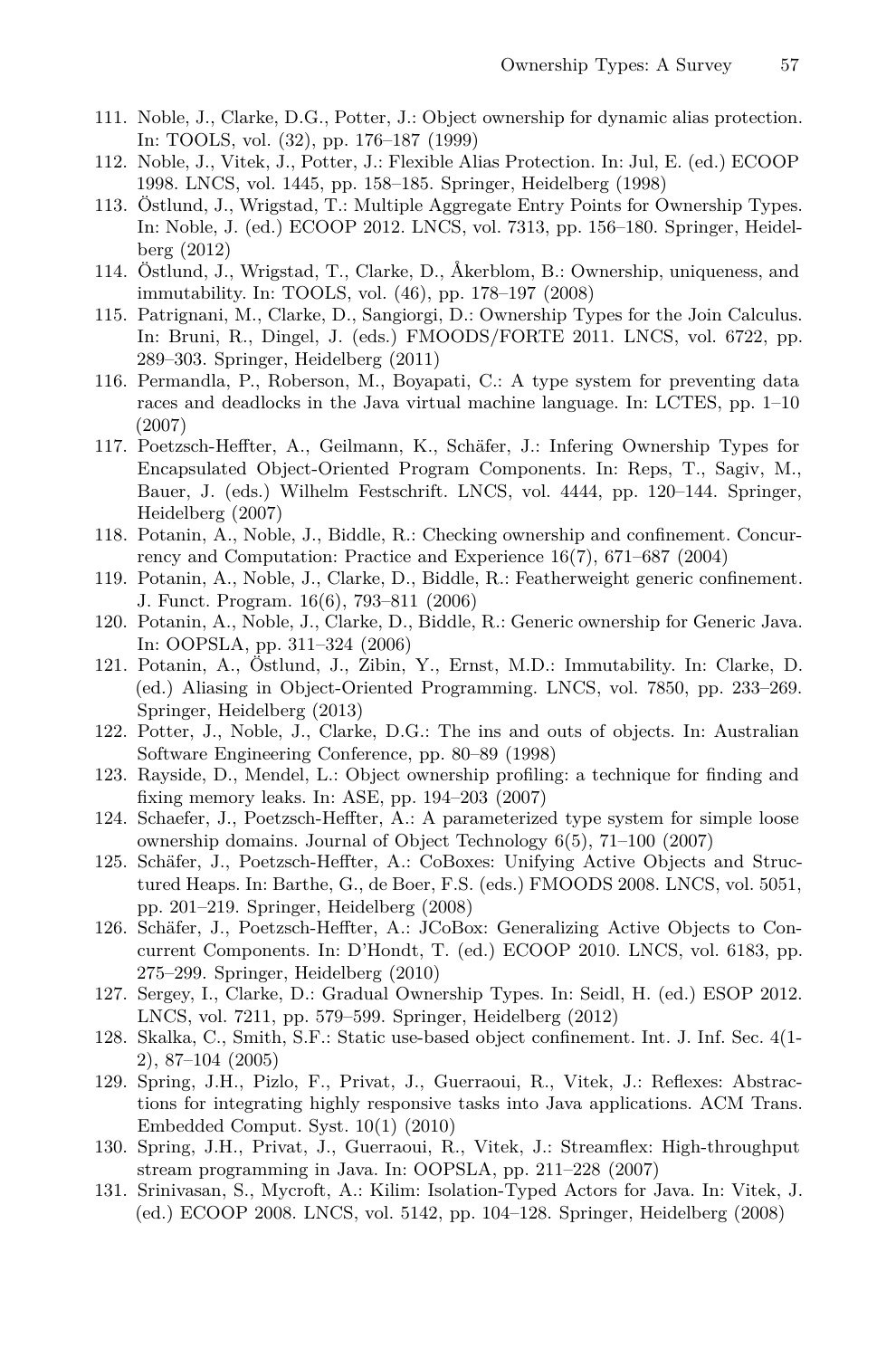111. Noble, J., Clarke, D.G., Potter, J.: Object ownership for dynamic alias protection. In: TOOLS, vol. (32), pp. 176–187 (1999)
112. Noble, J., Vitek, J., Potter, J.: Flexible Alias Protection. In: Jul, E. (ed.) ECOOP 1998. LNCS, vol. 1445, pp. 158–185. Springer, Heidelberg (1998)
113. Östlund, J., Wrigstad, T.: Multiple Aggregate Entry Points for Ownership Types. In: Noble, J. (ed.) ECOOP 2012. LNCS, vol. 7313, pp. 156–180. Springer, Heidelberg (2012)
114. Östlund, J., Wrigstad, T., Clarke, D., Åkerblom, B.: Ownership, uniqueness, and immutability. In: TOOLS, vol. (46), pp. 178–197 (2008)
115. Patrignani, M., Clarke, D., Sangiorgi, D.: Ownership Types for the Join Calculus. In: Bruni, R., Dingel, J. (eds.) FMOODS/FORTE 2011. LNCS, vol. 6722, pp. 289–303. Springer, Heidelberg (2011)
116. Permandla, P., Roberson, M., Boyapati, C.: A type system for preventing data races and deadlocks in the Java virtual machine language. In: LCTES, pp. 1–10 (2007)
117. Poetzsch-Heffter, A., Geilmann, K., Schäfer, J.: Infering Ownership Types for Encapsulated Object-Oriented Program Components. In: Reps, T., Sagiv, M., Bauer, J. (eds.) Wilhelm Festschrift. LNCS, vol. 4444, pp. 120–144. Springer, Heidelberg (2007)
118. Potanin, A., Noble, J., Biddle, R.: Checking ownership and confinement. Concurrency and Computation: Practice and Experience 16(7), 671–687 (2004)
119. Potanin, A., Noble, J., Clarke, D., Biddle, R.: Featherweight generic confinement. J. Funct. Program. 16(6), 793–811 (2006)
120. Potanin, A., Noble, J., Clarke, D., Biddle, R.: Generic ownership for Generic Java. In: OOPSLA, pp. 311–324 (2006)
121. Potanin, A., Östlund, J., Zibin, Y., Ernst, M.D.: Immutability. In: Clarke, D. (ed.) Aliasing in Object-Oriented Programming. LNCS, vol. 7850, pp. 233–269. Springer, Heidelberg (2013)
122. Potter, J., Noble, J., Clarke, D.G.: The ins and outs of objects. In: Australian Software Engineering Conference, pp. 80–89 (1998)
123. Rayside, D., Mendel, L.: Object ownership profiling: a technique for finding and fixing memory leaks. In: ASE, pp. 194–203 (2007)
124. Schaefer, J., Poetzsch-Heffter, A.: A parameterized type system for simple loose ownership domains. Journal of Object Technology 6(5), 71–100 (2007)
125. Schäfer, J., Poetzsch-Heffter, A.: CoBoxes: Unifying Active Objects and Structured Heaps. In: Barthe, G., de Boer, F.S. (eds.) FMOODS 2008. LNCS, vol. 5051, pp. 201–219. Springer, Heidelberg (2008)
126. Schäfer, J., Poetzsch-Heffter, A.: JCoBox: Generalizing Active Objects to Concurrent Components. In: D'Hondt, T. (ed.) ECOOP 2010. LNCS, vol. 6183, pp. 275–299. Springer, Heidelberg (2010)
127. Sergey, I., Clarke, D.: Gradual Ownership Types. In: Seidl, H. (ed.) ESOP 2012. LNCS, vol. 7211, pp. 579–599. Springer, Heidelberg (2012)
128. Skalka, C., Smith, S.F.: Static use-based object confinement. Int. J. Inf. Sec. 4(1-2), 87–104 (2005)
129. Spring, J.H., Pizlo, F., Privat, J., Guerraoui, R., Vitek, J.: Reflexes: Abstractions for integrating highly responsive tasks into Java applications. ACM Trans. Embedded Comput. Syst. 10(1) (2010)
130. Spring, J.H., Privat, J., Guerraoui, R., Vitek, J.: Streamflex: High-throughput stream programming in Java. In: OOPSLA, pp. 211–228 (2007)
131. Srinivasan, S., Mycroft, A.: Kilim: Isolation-Typed Actors for Java. In: Vitek, J. (ed.) ECOOP 2008. LNCS, vol. 5142, pp. 104–128. Springer, Heidelberg (2008)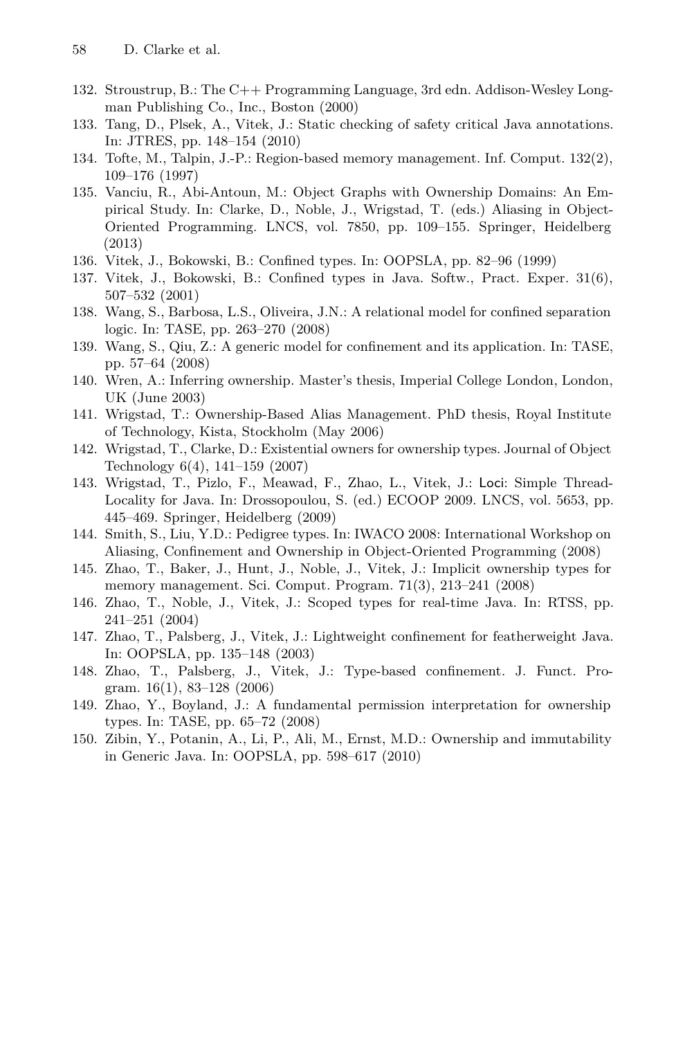132. Stroustrup, B.: The C++ Programming Language, 3rd edn. Addison-Wesley Longman Publishing Co., Inc., Boston (2000)
133. Tang, D., Plsek, A., Vitek, J.: Static checking of safety critical Java annotations. In: JTRES, pp. 148–154 (2010)
134. Tofte, M., Talpin, J.-P.: Region-based memory management. Inf. Comput. 132(2), 109–176 (1997)
135. Vanciu, R., Abi-Antoun, M.: Object Graphs with Ownership Domains: An Empirical Study. In: Clarke, D., Noble, J., Wrigstad, T. (eds.) Aliasing in Object-Oriented Programming. LNCS, vol. 7850, pp. 109–155. Springer, Heidelberg (2013)
136. Vitek, J., Bokowski, B.: Confined types. In: OOPSLA, pp. 82–96 (1999)
137. Vitek, J., Bokowski, B.: Confined types in Java. Softw., Pract. Exper. 31(6), 507–532 (2001)
138. Wang, S., Barbosa, L.S., Oliveira, J.N.: A relational model for confined separation logic. In: TASE, pp. 263–270 (2008)
139. Wang, S., Qiu, Z.: A generic model for confinement and its application. In: TASE, pp. 57–64 (2008)
140. Wren, A.: Inferring ownership. Master's thesis, Imperial College London, London, UK (June 2003)
141. Wrigstad, T.: Ownership-Based Alias Management. PhD thesis, Royal Institute of Technology, Kista, Stockholm (May 2006)
142. Wrigstad, T., Clarke, D.: Existential owners for ownership types. Journal of Object Technology 6(4), 141–159 (2007)
143. Wrigstad, T., Pizlo, F., Meawad, F., Zhao, L., Vitek, J.: Loci: Simple Thread-Locality for Java. In: Drossopoulou, S. (ed.) ECOOP 2009. LNCS, vol. 5653, pp. 445–469. Springer, Heidelberg (2009)
144. Smith, S., Liu, Y.D.: Pedigree types. In: IWACO 2008: International Workshop on Aliasing, Confinement and Ownership in Object-Oriented Programming (2008)
145. Zhao, T., Baker, J., Hunt, J., Noble, J., Vitek, J.: Implicit ownership types for memory management. Sci. Comput. Program. 71(3), 213–241 (2008)
146. Zhao, T., Noble, J., Vitek, J.: Scoped types for real-time Java. In: RTSS, pp. 241–251 (2004)
147. Zhao, T., Palsberg, J., Vitek, J.: Lightweight confinement for featherweight Java. In: OOPSLA, pp. 135–148 (2003)
148. Zhao, T., Palsberg, J., Vitek, J.: Type-based confinement. J. Funct. Program. 16(1), 83–128 (2006)
149. Zhao, Y., Boyland, J.: A fundamental permission interpretation for ownership types. In: TASE, pp. 65–72 (2008)
150. Zibin, Y., Potanin, A., Li, P., Ali, M., Ernst, M.D.: Ownership and immutability in Generic Java. In: OOPSLA, pp. 598–617 (2010)